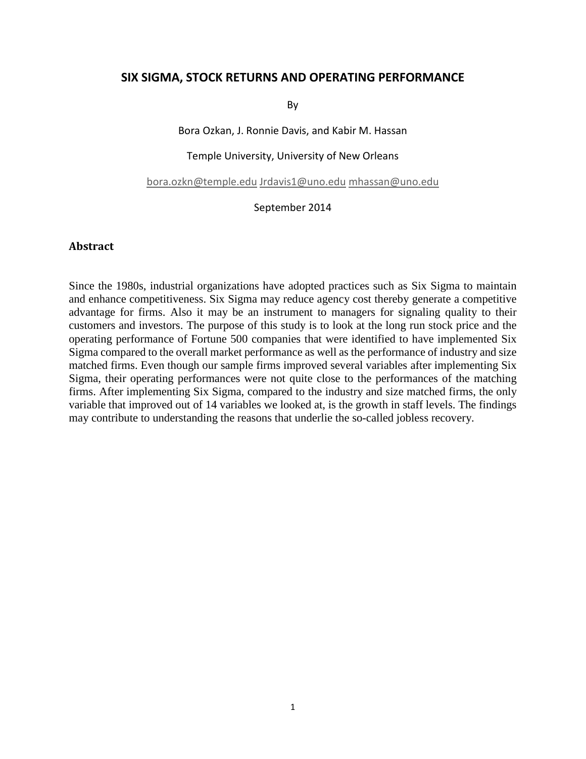# SIX SIGMA, STOCK RETURNS AND OPERATING PERFORMANCE

By

Bora Ozkan, J. Ronnie Davis, and Kabir M. Hassan

Temple University, University of New Orleans

bora.ozkn@temple.edu Jrdavis1@uno.edu mhassan@uno.edu

September 2014

## Abstract

Since the 1980s, industrial organizations have adopted practices such as Six Sigma to maintain and enhance competitiveness. Six Sigma may reduce agency cost thereby generate a competitive advantage for firms. Also it may be an instrument to managers for signaling quality to their customers and investors. The purpose of this study is to look at the long run stock price and the operating performance of Fortune 500 companies that were identified to have implemented Six Sigma compared to the overall market performance as well as the performance of industry and size matched firms. Even though our sample firms improved several variables after implementing Six Sigma, their operating performances were not quite close to the performances of the matching firms. After implementing Six Sigma, compared to the industry and size matched firms, the only variable that improved out of 14 variables we looked at, is the growth in staff levels. The findings may contribute to understanding the reasons that underlie the so-called jobless recovery.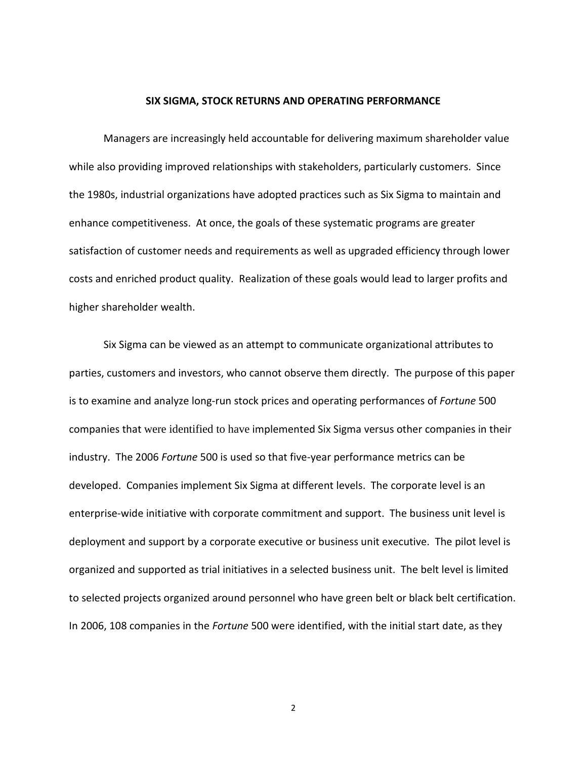## SIX SIGMA, STOCK RETURNS AND OPERATING PERFORMANCE

Managers are increasingly held accountable for delivering maximum shareholder value while also providing improved relationships with stakeholders, particularly customers. Since the 1980s, industrial organizations have adopted practices such as Six Sigma to maintain and enhance competitiveness. At once, the goals of these systematic programs are greater satisfaction of customer needs and requirements as well as upgraded efficiency through lower costs and enriched product quality. Realization of these goals would lead to larger profits and higher shareholder wealth.

Six Sigma can be viewed as an attempt to communicate organizational attributes to parties, customers and investors, who cannot observe them directly. The purpose of this paper is to examine and analyze long-run stock prices and operating performances of *Fortune* 500 companies that were identified to have implemented Six Sigma versus other companies in their industry. The 2006 *Fortune* 500 is used so that five-year performance metrics can be developed. Companies implement Six Sigma at different levels. The corporate level is an enterprise-wide initiative with corporate commitment and support. The business unit level is deployment and support by a corporate executive or business unit executive. The pilot level is organized and supported as trial initiatives in a selected business unit. The belt level is limited to selected projects organized around personnel who have green belt or black belt certification. In 2006, 108 companies in the *Fortune* 500 were identified, with the initial start date, as they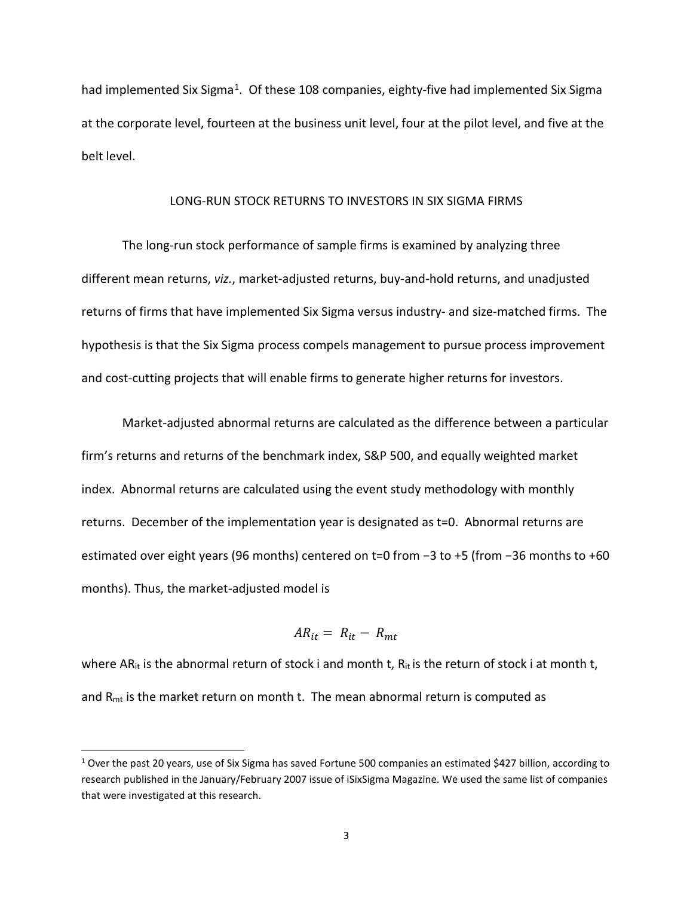had implemented Six Sigma[1]. Of these 108 companies, eighty-five had implemented Six Sigma at the corporate level, fourteen at the business unit level, four at the pilot level, and five at the belt level.

## LONG-RUN STOCK RETURNS TO INVESTORS IN SIX SIGMA FIRMS

The long-run stock performance of sample firms is examined by analyzing three different mean returns, *viz.*, market-adjusted returns, buy-and-hold returns, and unadjusted returns of firms that have implemented Six Sigma versus industry- and size-matched firms. The hypothesis is that the Six Sigma process compels management to pursue process improvement and cost-cutting projects that will enable firms to generate higher returns for investors.

Market-adjusted abnormal returns are calculated as the difference between a particular firm's returns and returns of the benchmark index, S&P 500, and equally weighted market index. Abnormal returns are calculated using the event study methodology with monthly returns. December of the implementation year is designated as t=0. Abnormal returns are estimated over eight years (96 months) centered on t=0 from −3 to +5 (from −36 months to +60 months). Thus, the market-adjusted model is

$$AR_{it} = R_{it} - R_{mt}$$

where $AR_{it}$ is the abnormal return of stock i and month t, $R_{it}$ is the return of stock i at month t, and $R_{mt}$ is the market return on month t. The mean abnormal return is computed as

[1] Over the past 20 years, use of Six Sigma has saved Fortune 500 companies an estimated $427 billion, according to research published in the January/February 2007 issue of iSixSigma Magazine. We used the same list of companies that were investigated at this research.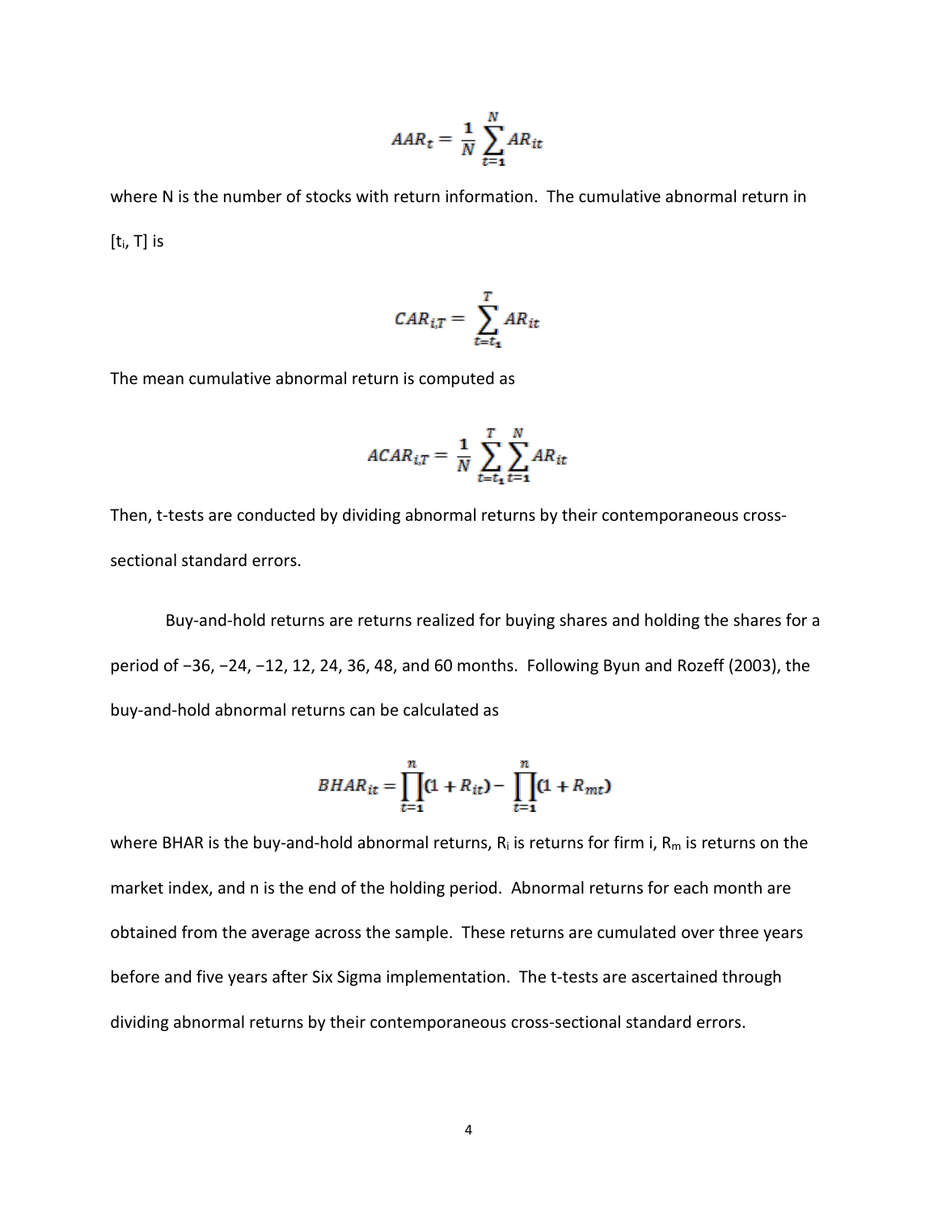$$AAR_t = \frac{1}{N}\sum_{t=1}^{N} AR_{it}$$

where N is the number of stocks with return information. The cumulative abnormal return in $[t_i, T]$ is

$$CAR_{i,T} = \sum_{t=t_1}^{T} AR_{it}$$

The mean cumulative abnormal return is computed as

$$ACAR_{i,T} = \frac{1}{N}\sum_{t=t_1}^{T}\sum_{t=1}^{N} AR_{it}$$

Then, t-tests are conducted by dividing abnormal returns by their contemporaneous cross-sectional standard errors.

Buy-and-hold returns are returns realized for buying shares and holding the shares for a period of −36, −24, −12, 12, 24, 36, 48, and 60 months. Following Byun and Rozeff (2003), the buy-and-hold abnormal returns can be calculated as

$$BHAR_{it} = \prod_{t=1}^{n}(1 + R_{it}) - \prod_{t=1}^{n}(1 + R_{mt})$$

where BHAR is the buy-and-hold abnormal returns, $R_i$ is returns for firm i, $R_m$ is returns on the market index, and n is the end of the holding period. Abnormal returns for each month are obtained from the average across the sample. These returns are cumulated over three years before and five years after Six Sigma implementation. The t-tests are ascertained through dividing abnormal returns by their contemporaneous cross-sectional standard errors.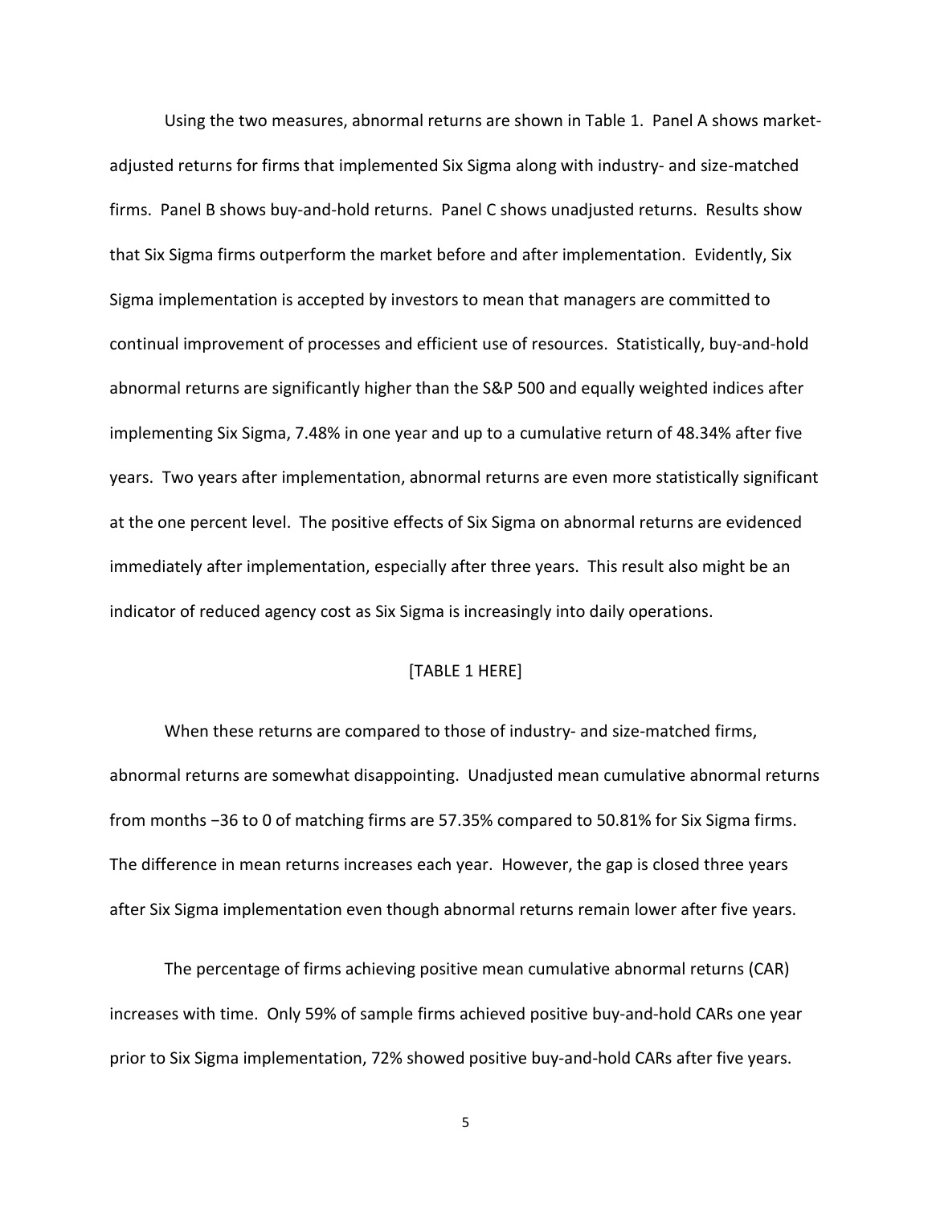Using the two measures, abnormal returns are shown in Table 1. Panel A shows market-adjusted returns for firms that implemented Six Sigma along with industry- and size-matched firms. Panel B shows buy-and-hold returns. Panel C shows unadjusted returns. Results show that Six Sigma firms outperform the market before and after implementation. Evidently, Six Sigma implementation is accepted by investors to mean that managers are committed to continual improvement of processes and efficient use of resources. Statistically, buy-and-hold abnormal returns are significantly higher than the S&P 500 and equally weighted indices after implementing Six Sigma, 7.48% in one year and up to a cumulative return of 48.34% after five years. Two years after implementation, abnormal returns are even more statistically significant at the one percent level. The positive effects of Six Sigma on abnormal returns are evidenced immediately after implementation, especially after three years. This result also might be an indicator of reduced agency cost as Six Sigma is increasingly into daily operations.

[TABLE 1 HERE]

When these returns are compared to those of industry- and size-matched firms, abnormal returns are somewhat disappointing. Unadjusted mean cumulative abnormal returns from months −36 to 0 of matching firms are 57.35% compared to 50.81% for Six Sigma firms. The difference in mean returns increases each year. However, the gap is closed three years after Six Sigma implementation even though abnormal returns remain lower after five years.

The percentage of firms achieving positive mean cumulative abnormal returns (CAR) increases with time. Only 59% of sample firms achieved positive buy-and-hold CARs one year prior to Six Sigma implementation, 72% showed positive buy-and-hold CARs after five years.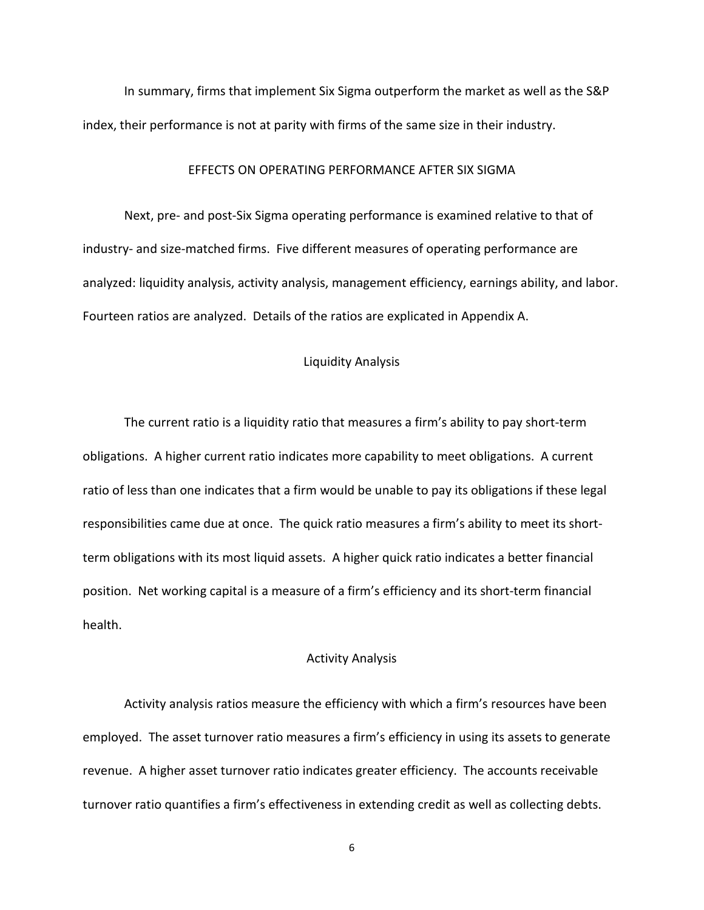In summary, firms that implement Six Sigma outperform the market as well as the S&P index, their performance is not at parity with firms of the same size in their industry.

## EFFECTS ON OPERATING PERFORMANCE AFTER SIX SIGMA

Next, pre- and post-Six Sigma operating performance is examined relative to that of industry- and size-matched firms. Five different measures of operating performance are analyzed: liquidity analysis, activity analysis, management efficiency, earnings ability, and labor. Fourteen ratios are analyzed. Details of the ratios are explicated in Appendix A.

### Liquidity Analysis

The current ratio is a liquidity ratio that measures a firm's ability to pay short-term obligations. A higher current ratio indicates more capability to meet obligations. A current ratio of less than one indicates that a firm would be unable to pay its obligations if these legal responsibilities came due at once. The quick ratio measures a firm's ability to meet its short-term obligations with its most liquid assets. A higher quick ratio indicates a better financial position. Net working capital is a measure of a firm's efficiency and its short-term financial health.

### Activity Analysis

Activity analysis ratios measure the efficiency with which a firm's resources have been employed. The asset turnover ratio measures a firm's efficiency in using its assets to generate revenue. A higher asset turnover ratio indicates greater efficiency. The accounts receivable turnover ratio quantifies a firm's effectiveness in extending credit as well as collecting debts.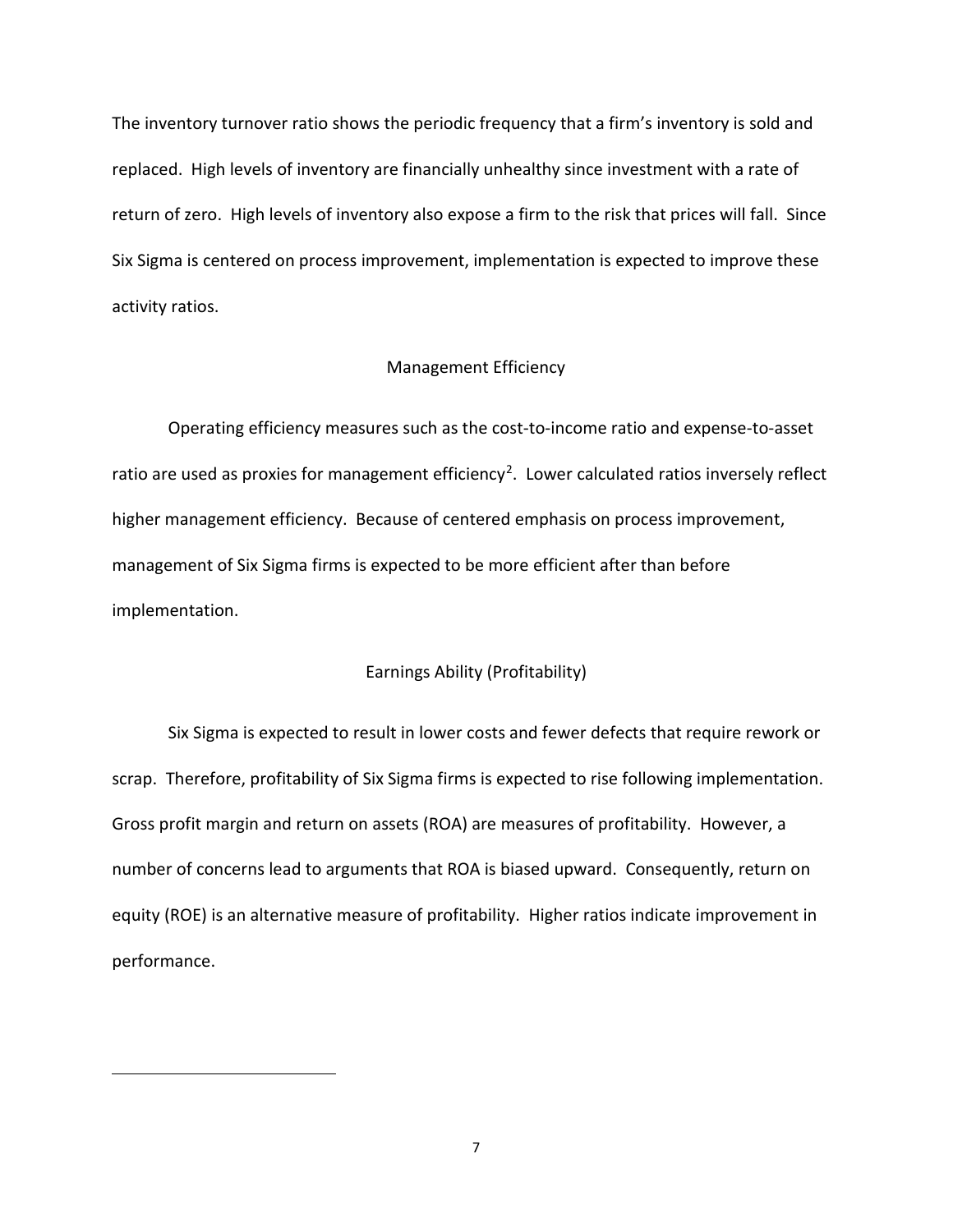The inventory turnover ratio shows the periodic frequency that a firm's inventory is sold and replaced. High levels of inventory are financially unhealthy since investment with a rate of return of zero. High levels of inventory also expose a firm to the risk that prices will fall. Since Six Sigma is centered on process improvement, implementation is expected to improve these activity ratios.

### Management Efficiency

Operating efficiency measures such as the cost-to-income ratio and expense-to-asset ratio are used as proxies for management efficiency[2]. Lower calculated ratios inversely reflect higher management efficiency. Because of centered emphasis on process improvement, management of Six Sigma firms is expected to be more efficient after than before implementation.

### Earnings Ability (Profitability)

Six Sigma is expected to result in lower costs and fewer defects that require rework or scrap. Therefore, profitability of Six Sigma firms is expected to rise following implementation. Gross profit margin and return on assets (ROA) are measures of profitability. However, a number of concerns lead to arguments that ROA is biased upward. Consequently, return on equity (ROE) is an alternative measure of profitability. Higher ratios indicate improvement in performance.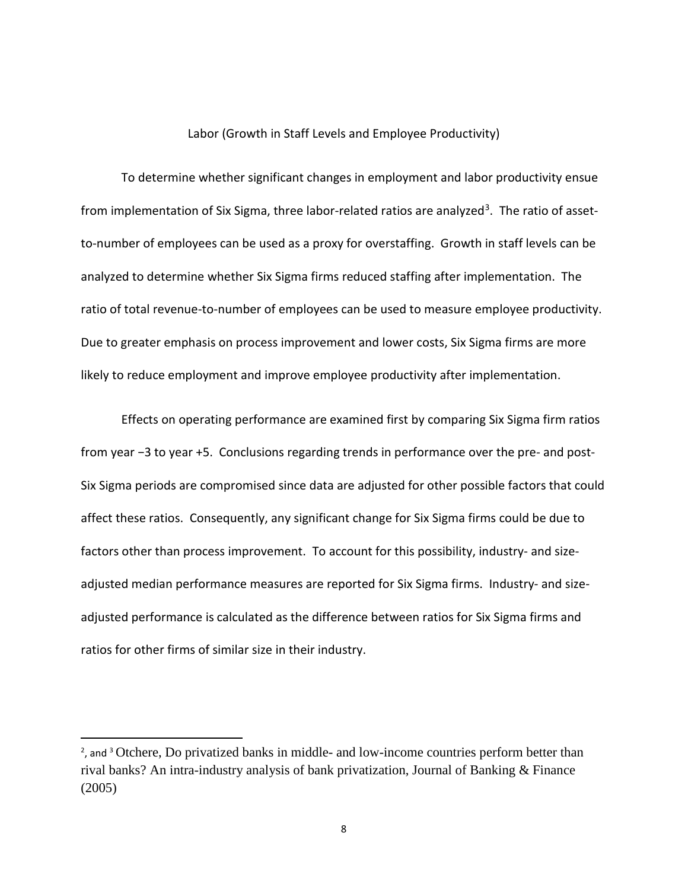## Labor (Growth in Staff Levels and Employee Productivity)

To determine whether significant changes in employment and labor productivity ensue from implementation of Six Sigma, three labor-related ratios are analyzed[3]. The ratio of asset-to-number of employees can be used as a proxy for overstaffing. Growth in staff levels can be analyzed to determine whether Six Sigma firms reduced staffing after implementation. The ratio of total revenue-to-number of employees can be used to measure employee productivity. Due to greater emphasis on process improvement and lower costs, Six Sigma firms are more likely to reduce employment and improve employee productivity after implementation.

Effects on operating performance are examined first by comparing Six Sigma firm ratios from year −3 to year +5. Conclusions regarding trends in performance over the pre- and post-Six Sigma periods are compromised since data are adjusted for other possible factors that could affect these ratios. Consequently, any significant change for Six Sigma firms could be due to factors other than process improvement. To account for this possibility, industry- and size-adjusted median performance measures are reported for Six Sigma firms. Industry- and size-adjusted performance is calculated as the difference between ratios for Six Sigma firms and ratios for other firms of similar size in their industry.

---

[2], and [3] Otchere, Do privatized banks in middle- and low-income countries perform better than rival banks? An intra-industry analysis of bank privatization, Journal of Banking & Finance (2005)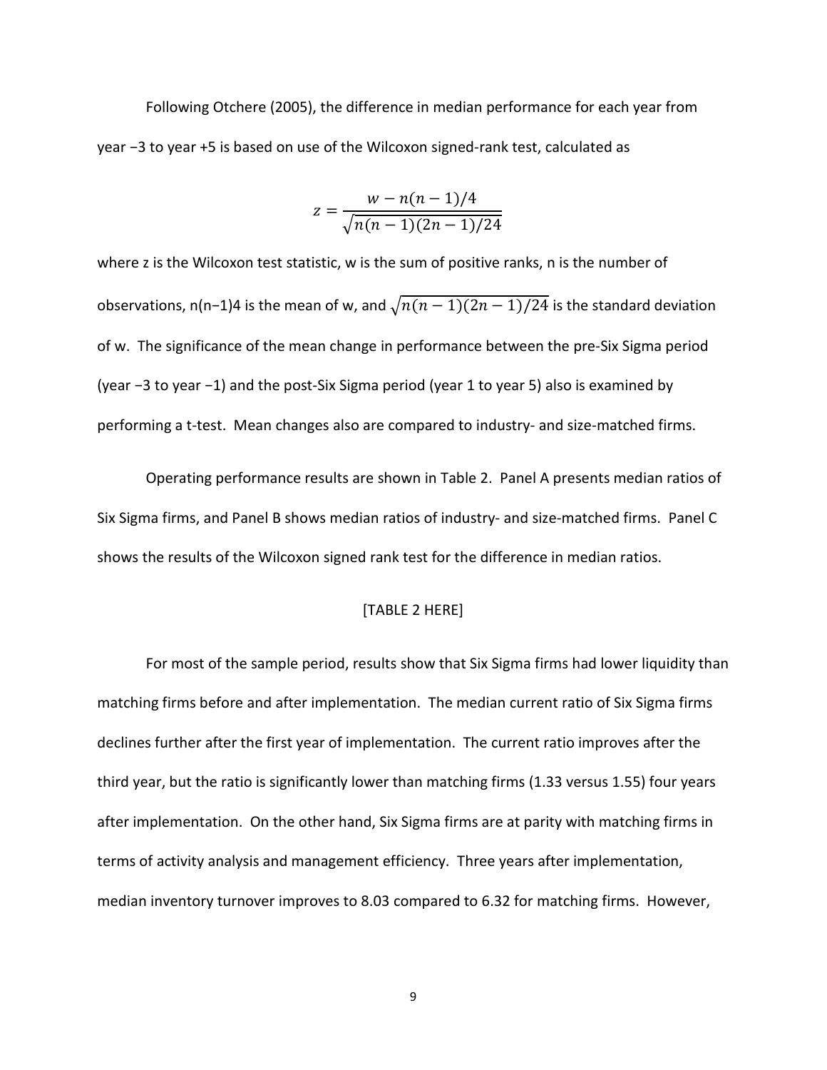Following Otchere (2005), the difference in median performance for each year from year −3 to year +5 is based on use of the Wilcoxon signed-rank test, calculated as

$$z = \frac{w - n(n-1)/4}{\sqrt{n(n-1)(2n-1)/24}}$$

where z is the Wilcoxon test statistic, w is the sum of positive ranks, n is the number of observations, n(n−1)4 is the mean of w, and $\sqrt{n(n-1)(2n-1)/24}$ is the standard deviation of w. The significance of the mean change in performance between the pre-Six Sigma period (year −3 to year −1) and the post-Six Sigma period (year 1 to year 5) also is examined by performing a t-test. Mean changes also are compared to industry- and size-matched firms.

Operating performance results are shown in Table 2. Panel A presents median ratios of Six Sigma firms, and Panel B shows median ratios of industry- and size-matched firms. Panel C shows the results of the Wilcoxon signed rank test for the difference in median ratios.

[TABLE 2 HERE]

For most of the sample period, results show that Six Sigma firms had lower liquidity than matching firms before and after implementation. The median current ratio of Six Sigma firms declines further after the first year of implementation. The current ratio improves after the third year, but the ratio is significantly lower than matching firms (1.33 versus 1.55) four years after implementation. On the other hand, Six Sigma firms are at parity with matching firms in terms of activity analysis and management efficiency. Three years after implementation, median inventory turnover improves to 8.03 compared to 6.32 for matching firms. However,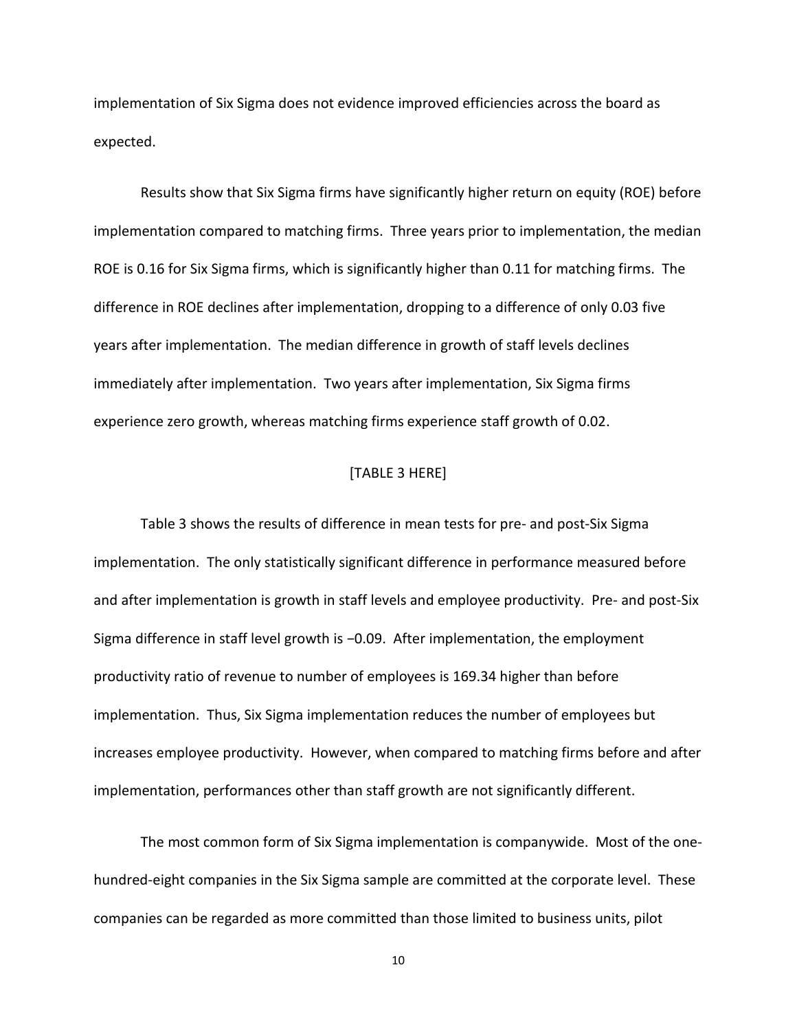implementation of Six Sigma does not evidence improved efficiencies across the board as expected.

Results show that Six Sigma firms have significantly higher return on equity (ROE) before implementation compared to matching firms. Three years prior to implementation, the median ROE is 0.16 for Six Sigma firms, which is significantly higher than 0.11 for matching firms. The difference in ROE declines after implementation, dropping to a difference of only 0.03 five years after implementation. The median difference in growth of staff levels declines immediately after implementation. Two years after implementation, Six Sigma firms experience zero growth, whereas matching firms experience staff growth of 0.02.

[TABLE 3 HERE]

Table 3 shows the results of difference in mean tests for pre- and post-Six Sigma implementation. The only statistically significant difference in performance measured before and after implementation is growth in staff levels and employee productivity. Pre- and post-Six Sigma difference in staff level growth is −0.09. After implementation, the employment productivity ratio of revenue to number of employees is 169.34 higher than before implementation. Thus, Six Sigma implementation reduces the number of employees but increases employee productivity. However, when compared to matching firms before and after implementation, performances other than staff growth are not significantly different.

The most common form of Six Sigma implementation is companywide. Most of the one-hundred-eight companies in the Six Sigma sample are committed at the corporate level. These companies can be regarded as more committed than those limited to business units, pilot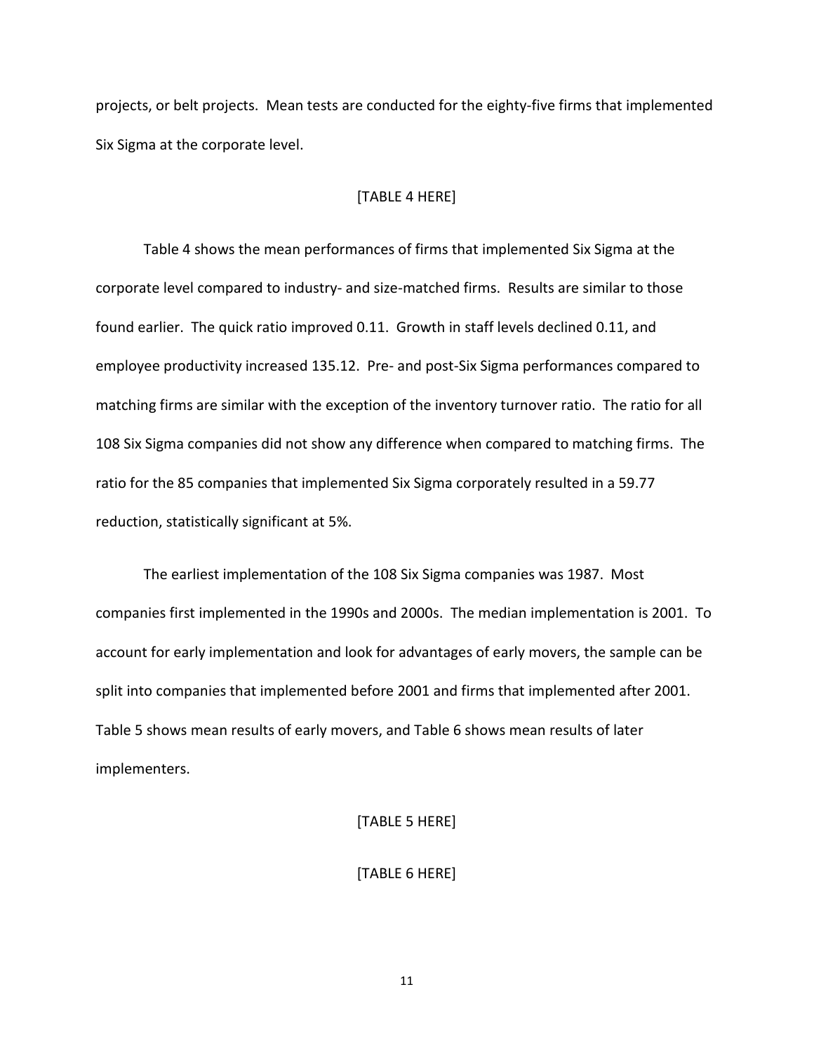projects, or belt projects. Mean tests are conducted for the eighty-five firms that implemented Six Sigma at the corporate level.

[TABLE 4 HERE]

Table 4 shows the mean performances of firms that implemented Six Sigma at the corporate level compared to industry- and size-matched firms. Results are similar to those found earlier. The quick ratio improved 0.11. Growth in staff levels declined 0.11, and employee productivity increased 135.12. Pre- and post-Six Sigma performances compared to matching firms are similar with the exception of the inventory turnover ratio. The ratio for all 108 Six Sigma companies did not show any difference when compared to matching firms. The ratio for the 85 companies that implemented Six Sigma corporately resulted in a 59.77 reduction, statistically significant at 5%.

The earliest implementation of the 108 Six Sigma companies was 1987. Most companies first implemented in the 1990s and 2000s. The median implementation is 2001. To account for early implementation and look for advantages of early movers, the sample can be split into companies that implemented before 2001 and firms that implemented after 2001. Table 5 shows mean results of early movers, and Table 6 shows mean results of later implementers.

[TABLE 5 HERE]

[TABLE 6 HERE]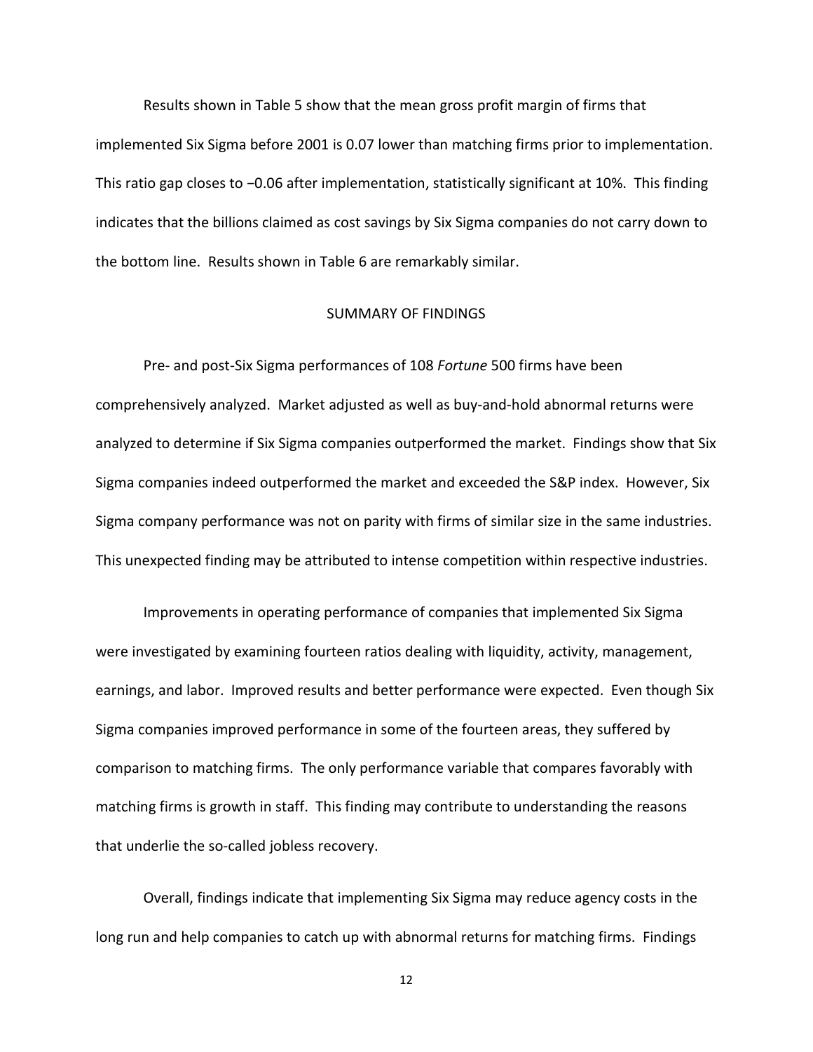Results shown in Table 5 show that the mean gross profit margin of firms that implemented Six Sigma before 2001 is 0.07 lower than matching firms prior to implementation. This ratio gap closes to −0.06 after implementation, statistically significant at 10%. This finding indicates that the billions claimed as cost savings by Six Sigma companies do not carry down to the bottom line. Results shown in Table 6 are remarkably similar.

## SUMMARY OF FINDINGS

Pre- and post-Six Sigma performances of 108 *Fortune* 500 firms have been comprehensively analyzed. Market adjusted as well as buy-and-hold abnormal returns were analyzed to determine if Six Sigma companies outperformed the market. Findings show that Six Sigma companies indeed outperformed the market and exceeded the S&P index. However, Six Sigma company performance was not on parity with firms of similar size in the same industries. This unexpected finding may be attributed to intense competition within respective industries.

Improvements in operating performance of companies that implemented Six Sigma were investigated by examining fourteen ratios dealing with liquidity, activity, management, earnings, and labor. Improved results and better performance were expected. Even though Six Sigma companies improved performance in some of the fourteen areas, they suffered by comparison to matching firms. The only performance variable that compares favorably with matching firms is growth in staff. This finding may contribute to understanding the reasons that underlie the so-called jobless recovery.

Overall, findings indicate that implementing Six Sigma may reduce agency costs in the long run and help companies to catch up with abnormal returns for matching firms. Findings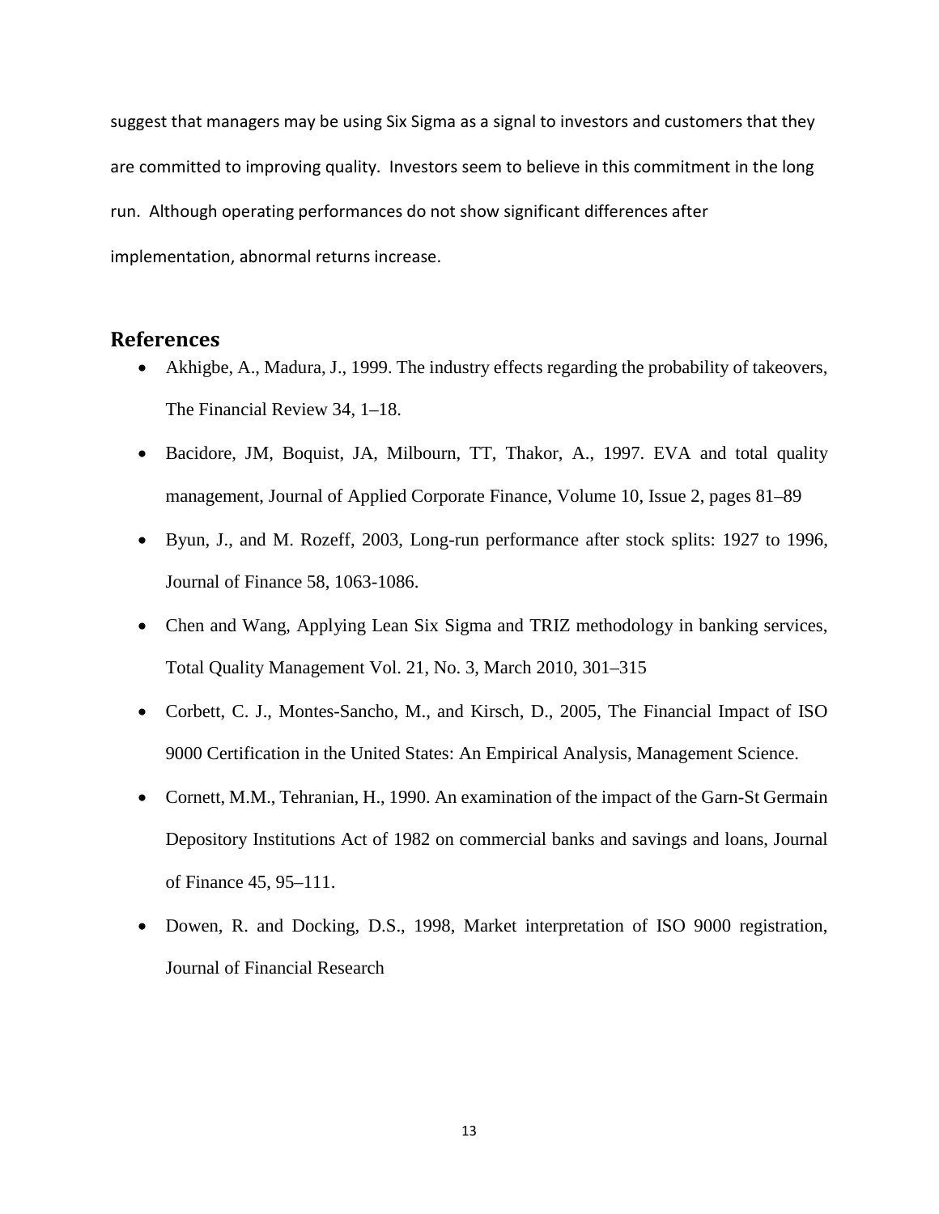suggest that managers may be using Six Sigma as a signal to investors and customers that they are committed to improving quality. Investors seem to believe in this commitment in the long run. Although operating performances do not show significant differences after implementation, abnormal returns increase.

## References

- Akhigbe, A., Madura, J., 1999. The industry effects regarding the probability of takeovers, The Financial Review 34, 1–18.
- Bacidore, JM, Boquist, JA, Milbourn, TT, Thakor, A., 1997. EVA and total quality management, Journal of Applied Corporate Finance, Volume 10, Issue 2, pages 81–89
- Byun, J., and M. Rozeff, 2003, Long-run performance after stock splits: 1927 to 1996, Journal of Finance 58, 1063-1086.
- Chen and Wang, Applying Lean Six Sigma and TRIZ methodology in banking services, Total Quality Management Vol. 21, No. 3, March 2010, 301–315
- Corbett, C. J., Montes-Sancho, M., and Kirsch, D., 2005, The Financial Impact of ISO 9000 Certification in the United States: An Empirical Analysis, Management Science.
- Cornett, M.M., Tehranian, H., 1990. An examination of the impact of the Garn-St Germain Depository Institutions Act of 1982 on commercial banks and savings and loans, Journal of Finance 45, 95–111.
- Dowen, R. and Docking, D.S., 1998, Market interpretation of ISO 9000 registration, Journal of Financial Research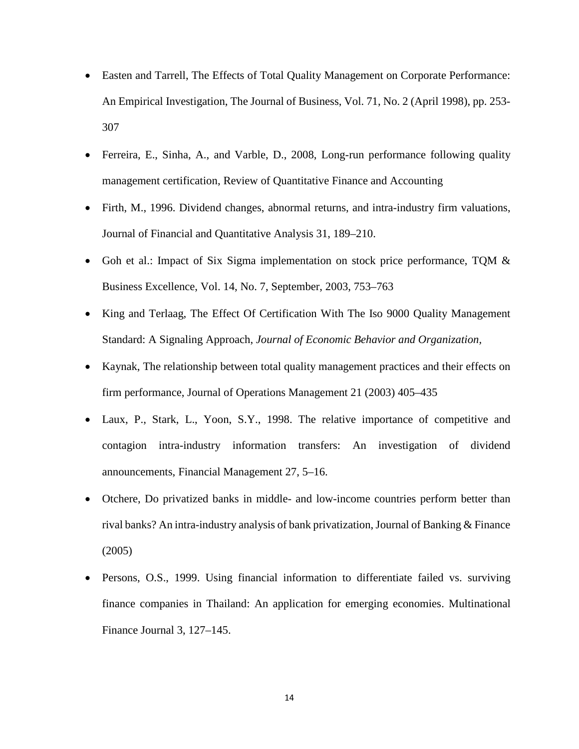- Easten and Tarrell, The Effects of Total Quality Management on Corporate Performance: An Empirical Investigation, The Journal of Business, Vol. 71, No. 2 (April 1998), pp. 253-307
- Ferreira, E., Sinha, A., and Varble, D., 2008, Long-run performance following quality management certification, Review of Quantitative Finance and Accounting
- Firth, M., 1996. Dividend changes, abnormal returns, and intra-industry firm valuations, Journal of Financial and Quantitative Analysis 31, 189–210.
- Goh et al.: Impact of Six Sigma implementation on stock price performance, TQM & Business Excellence, Vol. 14, No. 7, September, 2003, 753–763
- King and Terlaag, The Effect Of Certification With The Iso 9000 Quality Management Standard: A Signaling Approach, *Journal of Economic Behavior and Organization*,
- Kaynak, The relationship between total quality management practices and their effects on firm performance, Journal of Operations Management 21 (2003) 405–435
- Laux, P., Stark, L., Yoon, S.Y., 1998. The relative importance of competitive and contagion intra-industry information transfers: An investigation of dividend announcements, Financial Management 27, 5–16.
- Otchere, Do privatized banks in middle- and low-income countries perform better than rival banks? An intra-industry analysis of bank privatization, Journal of Banking & Finance (2005)
- Persons, O.S., 1999. Using financial information to differentiate failed vs. surviving finance companies in Thailand: An application for emerging economies. Multinational Finance Journal 3, 127–145.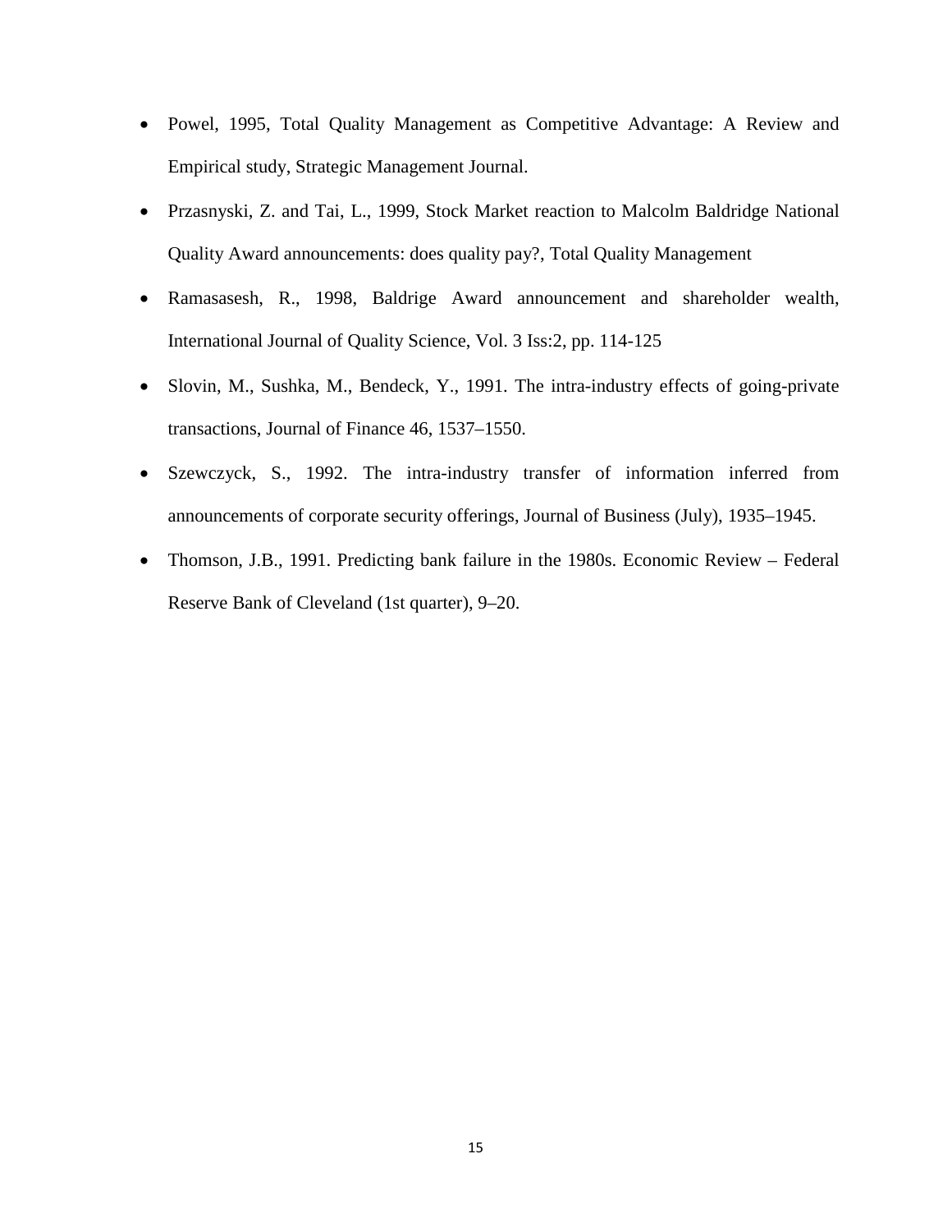- Powel, 1995, Total Quality Management as Competitive Advantage: A Review and Empirical study, Strategic Management Journal.
- Przasnyski, Z. and Tai, L., 1999, Stock Market reaction to Malcolm Baldridge National Quality Award announcements: does quality pay?, Total Quality Management
- Ramasasesh, R., 1998, Baldrige Award announcement and shareholder wealth, International Journal of Quality Science, Vol. 3 Iss:2, pp. 114-125
- Slovin, M., Sushka, M., Bendeck, Y., 1991. The intra-industry effects of going-private transactions, Journal of Finance 46, 1537–1550.
- Szewczyck, S., 1992. The intra-industry transfer of information inferred from announcements of corporate security offerings, Journal of Business (July), 1935–1945.
- Thomson, J.B., 1991. Predicting bank failure in the 1980s. Economic Review – Federal Reserve Bank of Cleveland (1st quarter), 9–20.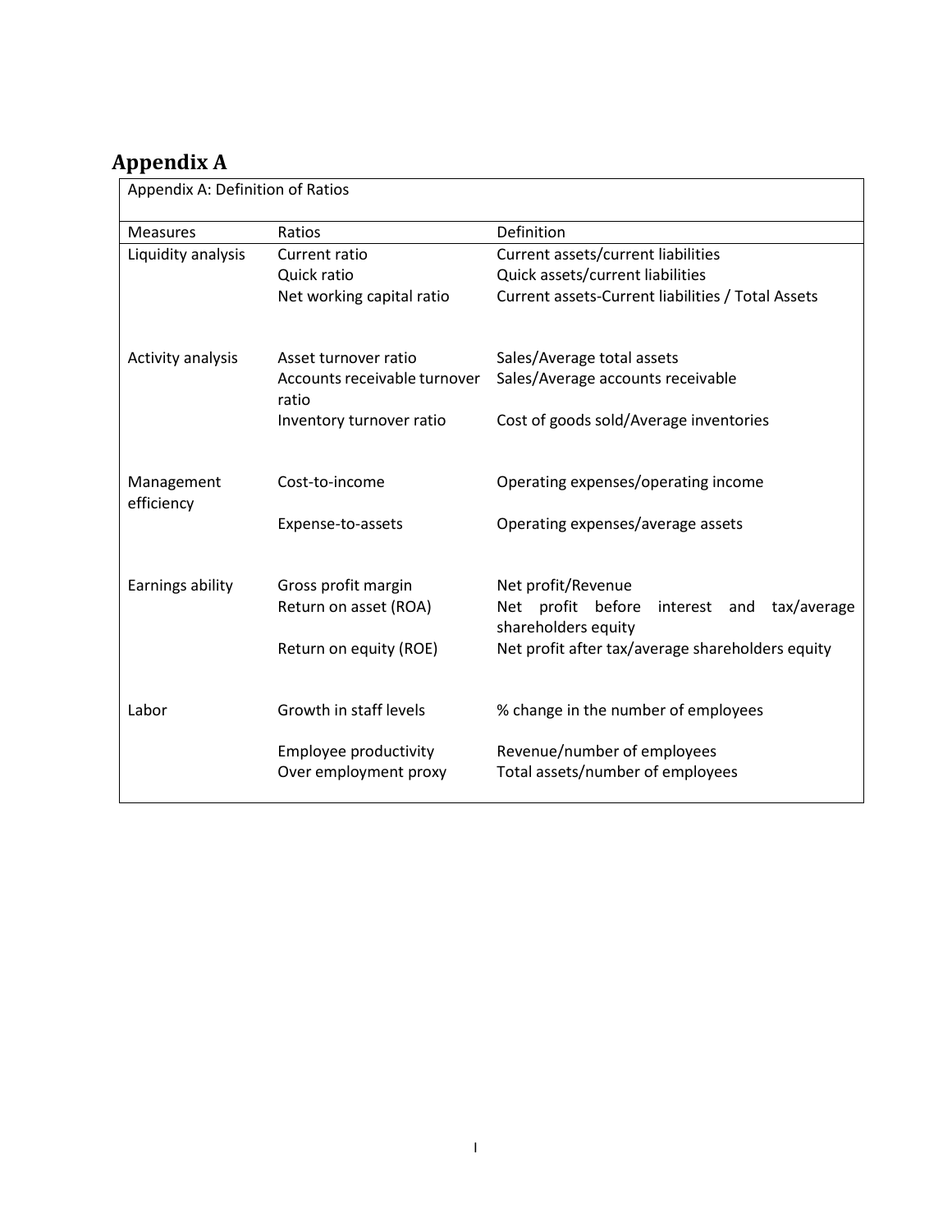# Appendix A

| Appendix A: Definition of Ratios | | |
|---|---|---|
| Measures | Ratios | Definition |
| Liquidity analysis | Current ratio | Current assets/current liabilities |
| | Quick ratio | Quick assets/current liabilities |
| | Net working capital ratio | Current assets-Current liabilities / Total Assets |
| Activity analysis | Asset turnover ratio | Sales/Average total assets |
| | Accounts receivable turnover ratio | Sales/Average accounts receivable |
| | Inventory turnover ratio | Cost of goods sold/Average inventories |
| Management efficiency | Cost-to-income | Operating expenses/operating income |
| | Expense-to-assets | Operating expenses/average assets |
| Earnings ability | Gross profit margin | Net profit/Revenue |
| | Return on asset (ROA) | Net profit before interest and tax/average shareholders equity |
| | Return on equity (ROE) | Net profit after tax/average shareholders equity |
| Labor | Growth in staff levels | % change in the number of employees |
| | Employee productivity | Revenue/number of employees |
| | Over employment proxy | Total assets/number of employees |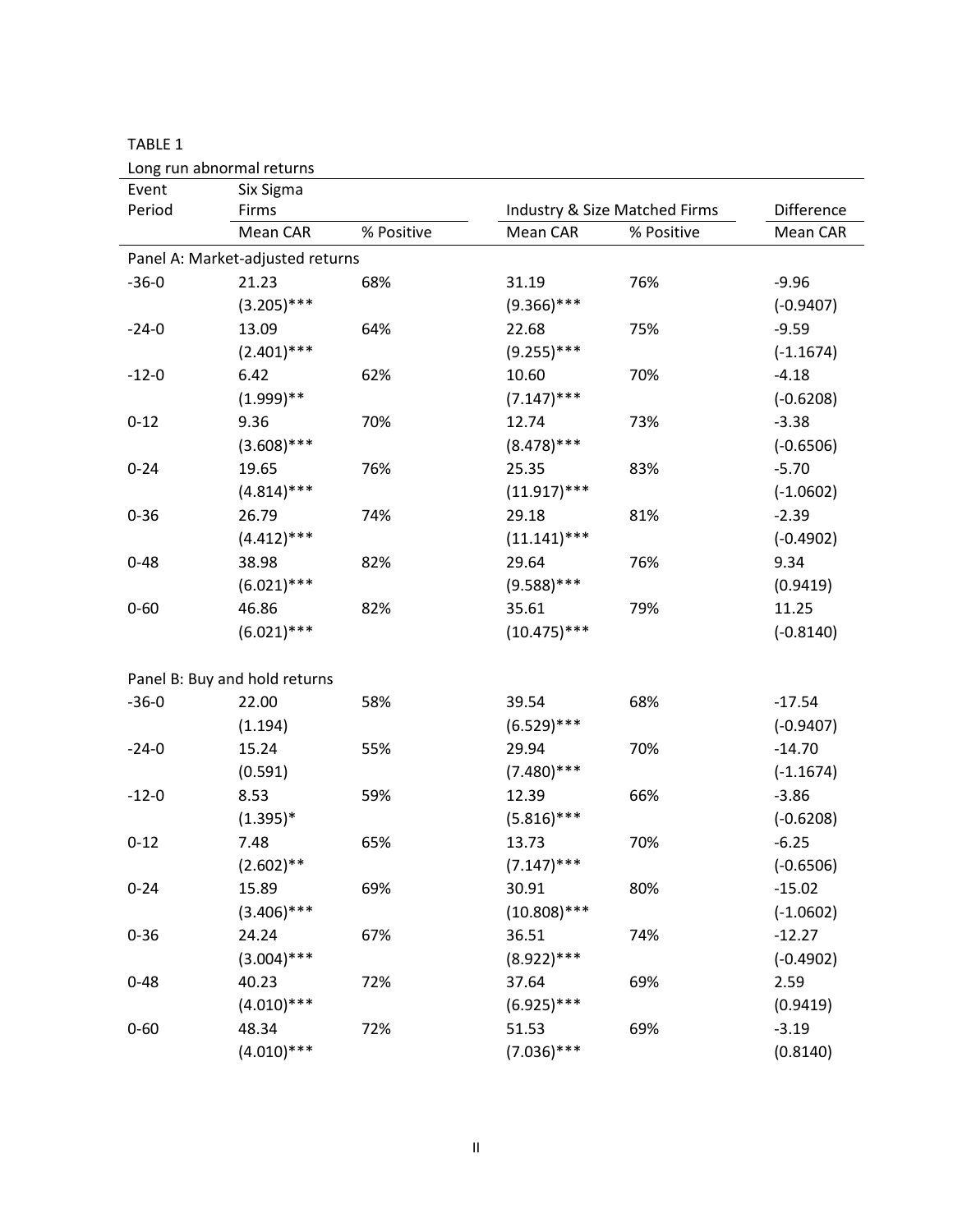TABLE 1

Long run abnormal returns

| Event Period | Six Sigma Firms | | Industry & Size Matched Firms | | Difference |
|---|---|---|---|---|---|
| | Mean CAR | % Positive | Mean CAR | % Positive | Mean CAR |
| Panel A: Market-adjusted returns | | | | | |
| -36-0 | 21.23 | 68% | 31.19 | 76% | -9.96 |
| | (3.205)*** | | (9.366)*** | | (-0.9407) |
| -24-0 | 13.09 | 64% | 22.68 | 75% | -9.59 |
| | (2.401)*** | | (9.255)*** | | (-1.1674) |
| -12-0 | 6.42 | 62% | 10.60 | 70% | -4.18 |
| | (1.999)** | | (7.147)*** | | (-0.6208) |
| 0-12 | 9.36 | 70% | 12.74 | 73% | -3.38 |
| | (3.608)*** | | (8.478)*** | | (-0.6506) |
| 0-24 | 19.65 | 76% | 25.35 | 83% | -5.70 |
| | (4.814)*** | | (11.917)*** | | (-1.0602) |
| 0-36 | 26.79 | 74% | 29.18 | 81% | -2.39 |
| | (4.412)*** | | (11.141)*** | | (-0.4902) |
| 0-48 | 38.98 | 82% | 29.64 | 76% | 9.34 |
| | (6.021)*** | | (9.588)*** | | (0.9419) |
| 0-60 | 46.86 | 82% | 35.61 | 79% | 11.25 |
| | (6.021)*** | | (10.475)*** | | (-0.8140) |
| Panel B: Buy and hold returns | | | | | |
| -36-0 | 22.00 | 58% | 39.54 | 68% | -17.54 |
| | (1.194) | | (6.529)*** | | (-0.9407) |
| -24-0 | 15.24 | 55% | 29.94 | 70% | -14.70 |
| | (0.591) | | (7.480)*** | | (-1.1674) |
| -12-0 | 8.53 | 59% | 12.39 | 66% | -3.86 |
| | (1.395)* | | (5.816)*** | | (-0.6208) |
| 0-12 | 7.48 | 65% | 13.73 | 70% | -6.25 |
| | (2.602)** | | (7.147)*** | | (-0.6506) |
| 0-24 | 15.89 | 69% | 30.91 | 80% | -15.02 |
| | (3.406)*** | | (10.808)*** | | (-1.0602) |
| 0-36 | 24.24 | 67% | 36.51 | 74% | -12.27 |
| | (3.004)*** | | (8.922)*** | | (-0.4902) |
| 0-48 | 40.23 | 72% | 37.64 | 69% | 2.59 |
| | (4.010)*** | | (6.925)*** | | (0.9419) |
| 0-60 | 48.34 | 72% | 51.53 | 69% | -3.19 |
| | (4.010)*** | | (7.036)*** | | (0.8140) |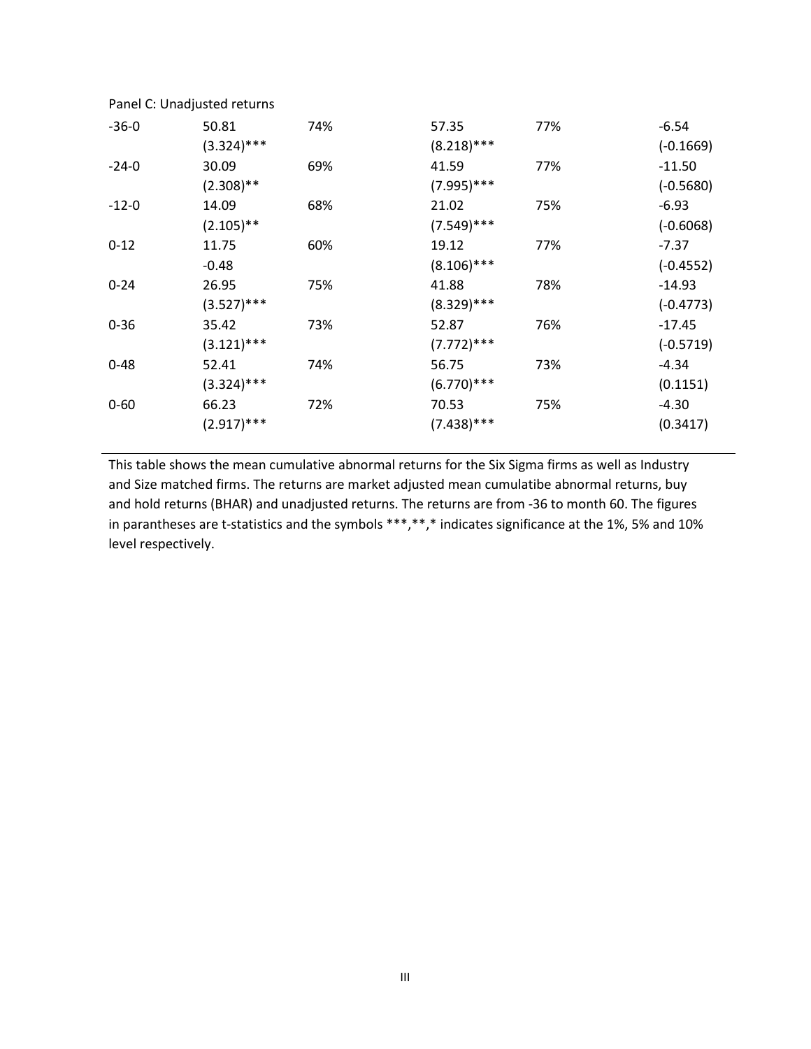Panel C: Unadjusted returns

| | | | | | |
|---|---|---|---|---|---|
| -36-0 | 50.81 | 74% | 57.35 | 77% | -6.54 |
| | (3.324)*** | | (8.218)*** | | (-0.1669) |
| -24-0 | 30.09 | 69% | 41.59 | 77% | -11.50 |
| | (2.308)** | | (7.995)*** | | (-0.5680) |
| -12-0 | 14.09 | 68% | 21.02 | 75% | -6.93 |
| | (2.105)** | | (7.549)*** | | (-0.6068) |
| 0-12 | 11.75 | 60% | 19.12 | 77% | -7.37 |
| | -0.48 | | (8.106)*** | | (-0.4552) |
| 0-24 | 26.95 | 75% | 41.88 | 78% | -14.93 |
| | (3.527)*** | | (8.329)*** | | (-0.4773) |
| 0-36 | 35.42 | 73% | 52.87 | 76% | -17.45 |
| | (3.121)*** | | (7.772)*** | | (-0.5719) |
| 0-48 | 52.41 | 74% | 56.75 | 73% | -4.34 |
| | (3.324)*** | | (6.770)*** | | (0.1151) |
| 0-60 | 66.23 | 72% | 70.53 | 75% | -4.30 |
| | (2.917)*** | | (7.438)*** | | (0.3417) |

This table shows the mean cumulative abnormal returns for the Six Sigma firms as well as Industry and Size matched firms. The returns are market adjusted mean cumulatibe abnormal returns, buy and hold returns (BHAR) and unadjusted returns. The returns are from -36 to month 60. The figures in parantheses are t-statistics and the symbols ***,**,* indicates significance at the 1%, 5% and 10% level respectively.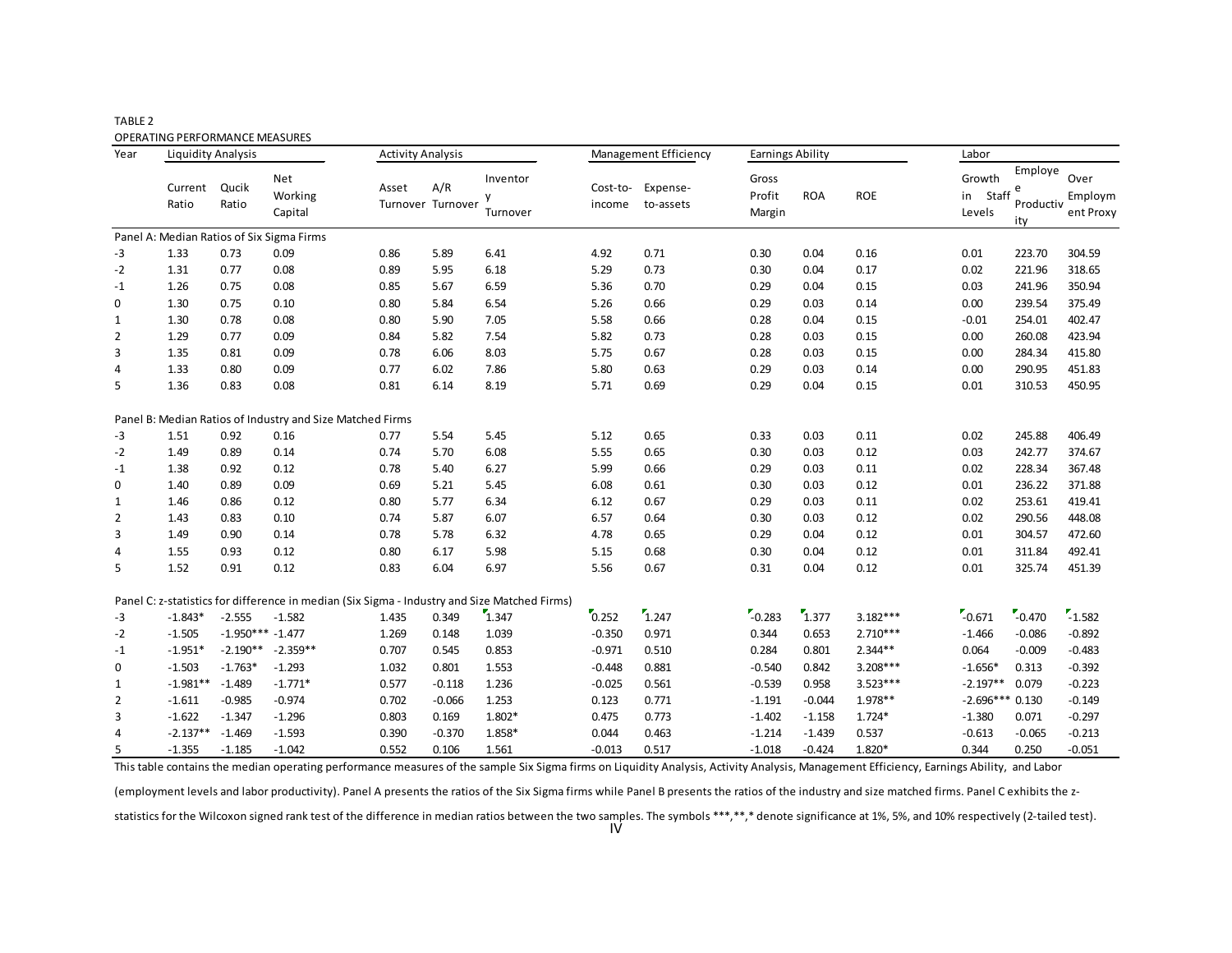TABLE 2
OPERATING PERFORMANCE MEASURES

| Year | Liquidity Analysis | | | Activity Analysis | | | Management Efficiency | | Earnings Ability | | | Labor | | |
|---|---|---|---|---|---|---|---|---|---|---|---|---|---|---|
| | Current Ratio | Qucik Ratio | Net Working Capital | Asset Turnover | A/R Turnover | Inventory Turnover | Cost-to-income | Expense-to-assets | Gross Profit Margin | ROA | ROE | Growth in Staff Levels | Employee Productivity | Over Employment Proxy |
| **Panel A: Median Ratios of Six Sigma Firms** | | | | | | | | | | | | | | |
| -3 | 1.33 | 0.73 | 0.09 | 0.86 | 5.89 | 6.41 | 4.92 | 0.71 | 0.30 | 0.04 | 0.16 | 0.01 | 223.70 | 304.59 |
| -2 | 1.31 | 0.77 | 0.08 | 0.89 | 5.95 | 6.18 | 5.29 | 0.73 | 0.30 | 0.04 | 0.17 | 0.02 | 221.96 | 318.65 |
| -1 | 1.26 | 0.75 | 0.08 | 0.85 | 5.67 | 6.59 | 5.36 | 0.70 | 0.29 | 0.04 | 0.15 | 0.03 | 241.96 | 350.94 |
| 0 | 1.30 | 0.75 | 0.10 | 0.80 | 5.84 | 6.54 | 5.26 | 0.66 | 0.29 | 0.03 | 0.14 | 0.00 | 239.54 | 375.49 |
| 1 | 1.30 | 0.78 | 0.08 | 0.80 | 5.90 | 7.05 | 5.58 | 0.66 | 0.28 | 0.04 | 0.15 | -0.01 | 254.01 | 402.47 |
| 2 | 1.29 | 0.77 | 0.09 | 0.84 | 5.82 | 7.54 | 5.82 | 0.73 | 0.28 | 0.03 | 0.15 | 0.00 | 260.08 | 423.94 |
| 3 | 1.35 | 0.81 | 0.09 | 0.78 | 6.06 | 8.03 | 5.75 | 0.67 | 0.28 | 0.03 | 0.15 | 0.00 | 284.34 | 415.80 |
| 4 | 1.33 | 0.80 | 0.09 | 0.77 | 6.02 | 7.86 | 5.80 | 0.63 | 0.29 | 0.03 | 0.14 | 0.00 | 290.95 | 451.83 |
| 5 | 1.36 | 0.83 | 0.08 | 0.81 | 6.14 | 8.19 | 5.71 | 0.69 | 0.29 | 0.04 | 0.15 | 0.01 | 310.53 | 450.95 |
| **Panel B: Median Ratios of Industry and Size Matched Firms** | | | | | | | | | | | | | | |
| -3 | 1.51 | 0.92 | 0.16 | 0.77 | 5.54 | 5.45 | 5.12 | 0.65 | 0.33 | 0.03 | 0.11 | 0.02 | 245.88 | 406.49 |
| -2 | 1.49 | 0.89 | 0.14 | 0.74 | 5.70 | 6.08 | 5.55 | 0.65 | 0.30 | 0.03 | 0.12 | 0.03 | 242.77 | 374.67 |
| -1 | 1.38 | 0.92 | 0.12 | 0.78 | 5.40 | 6.27 | 5.99 | 0.66 | 0.29 | 0.03 | 0.11 | 0.02 | 228.34 | 367.48 |
| 0 | 1.40 | 0.89 | 0.09 | 0.69 | 5.21 | 5.45 | 6.08 | 0.61 | 0.30 | 0.03 | 0.12 | 0.01 | 236.22 | 371.88 |
| 1 | 1.46 | 0.86 | 0.12 | 0.80 | 5.77 | 6.34 | 6.12 | 0.67 | 0.29 | 0.03 | 0.11 | 0.02 | 253.61 | 419.41 |
| 2 | 1.43 | 0.83 | 0.10 | 0.74 | 5.87 | 6.07 | 6.57 | 0.64 | 0.30 | 0.03 | 0.12 | 0.02 | 290.56 | 448.08 |
| 3 | 1.49 | 0.90 | 0.14 | 0.78 | 5.78 | 6.32 | 4.78 | 0.65 | 0.29 | 0.04 | 0.12 | 0.01 | 304.57 | 472.60 |
| 4 | 1.55 | 0.93 | 0.12 | 0.80 | 6.17 | 5.98 | 5.15 | 0.68 | 0.30 | 0.04 | 0.12 | 0.01 | 311.84 | 492.41 |
| 5 | 1.52 | 0.91 | 0.12 | 0.83 | 6.04 | 6.97 | 5.56 | 0.67 | 0.31 | 0.04 | 0.12 | 0.01 | 325.74 | 451.39 |
| **Panel C: z-statistics for difference in median (Six Sigma - Industry and Size Matched Firms)** | | | | | | | | | | | | | | |
| -3 | -1.843* | -2.555 | -1.582 | 1.435 | 0.349 | 1.347 | 0.252 | 1.247 | -0.283 | 1.377 | 3.182*** | -0.671 | -0.470 | -1.582 |
| -2 | -1.505 | -1.950*** | -1.477 | 1.269 | 0.148 | 1.039 | -0.350 | 0.971 | 0.344 | 0.653 | 2.710*** | -1.466 | -0.086 | -0.892 |
| -1 | -1.951* | -2.190** | -2.359** | 0.707 | 0.545 | 0.853 | -0.971 | 0.510 | 0.284 | 0.801 | 2.344** | 0.064 | -0.009 | -0.483 |
| 0 | -1.503 | -1.763* | -1.293 | 1.032 | 0.801 | 1.553 | -0.448 | 0.881 | -0.540 | 0.842 | 3.208*** | -1.656* | 0.313 | -0.392 |
| 1 | -1.981** | -1.489 | -1.771* | 0.577 | -0.118 | 1.236 | -0.025 | 0.561 | -0.539 | 0.958 | 3.523*** | -2.197** | 0.079 | -0.223 |
| 2 | -1.611 | -0.985 | -0.974 | 0.702 | -0.066 | 1.253 | 0.123 | 0.771 | -1.191 | -0.044 | 1.978** | -2.696*** | 0.130 | -0.149 |
| 3 | -1.622 | -1.347 | -1.296 | 0.803 | 0.169 | 1.802* | 0.475 | 0.773 | -1.402 | -1.158 | 1.724* | -1.380 | 0.071 | -0.297 |
| 4 | -2.137** | -1.469 | -1.593 | 0.390 | -0.370 | 1.858* | 0.044 | 0.463 | -1.214 | -1.439 | 0.537 | -0.613 | -0.065 | -0.213 |
| 5 | -1.355 | -1.185 | -1.042 | 0.552 | 0.106 | 1.561 | -0.013 | 0.517 | -1.018 | -0.424 | 1.820* | 0.344 | 0.250 | -0.051 |

This table contains the median operating performance measures of the sample Six Sigma firms on Liquidity Analysis, Activity Analysis, Management Efficiency, Earnings Ability, and Labor (employment levels and labor productivity). Panel A presents the ratios of the Six Sigma firms while Panel B presents the ratios of the industry and size matched firms. Panel C exhibits the z-statistics for the Wilcoxon signed rank test of the difference in median ratios between the two samples. The symbols ***,**,* denote significance at 1%, 5%, and 10% respectively (2-tailed test).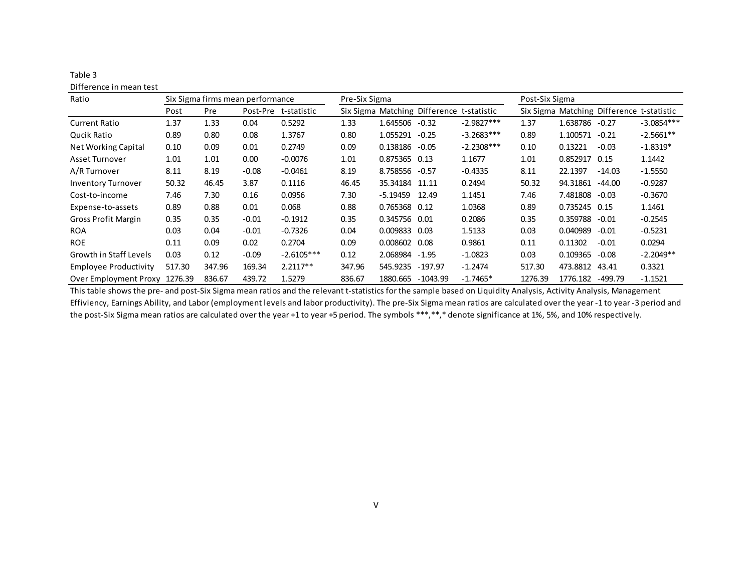Table 3

Difference in mean test

| Ratio | Six Sigma firms mean performance | | | | Pre-Six Sigma | | | | Post-Six Sigma | | | |
|---|---|---|---|---|---|---|---|---|---|---|---|---|
| | Post | Pre | Post-Pre | t-statistic | Six Sigma | Matching | Difference | t-statistic | Six Sigma | Matching | Difference | t-statistic |
| Current Ratio | 1.37 | 1.33 | 0.04 | 0.5292 | 1.33 | 1.645506 | -0.32 | -2.9827*** | 1.37 | 1.638786 | -0.27 | -3.0854*** |
| Qucik Ratio | 0.89 | 0.80 | 0.08 | 1.3767 | 0.80 | 1.055291 | -0.25 | -3.2683*** | 0.89 | 1.100571 | -0.21 | -2.5661** |
| Net Working Capital | 0.10 | 0.09 | 0.01 | 0.2749 | 0.09 | 0.138186 | -0.05 | -2.2308*** | 0.10 | 0.13221 | -0.03 | -1.8319* |
| Asset Turnover | 1.01 | 1.01 | 0.00 | -0.0076 | 1.01 | 0.875365 | 0.13 | 1.1677 | 1.01 | 0.852917 | 0.15 | 1.1442 |
| A/R Turnover | 8.11 | 8.19 | -0.08 | -0.0461 | 8.19 | 8.758556 | -0.57 | -0.4335 | 8.11 | 22.1397 | -14.03 | -1.5550 |
| Inventory Turnover | 50.32 | 46.45 | 3.87 | 0.1116 | 46.45 | 35.34184 | 11.11 | 0.2494 | 50.32 | 94.31861 | -44.00 | -0.9287 |
| Cost-to-income | 7.46 | 7.30 | 0.16 | 0.0956 | 7.30 | -5.19459 | 12.49 | 1.1451 | 7.46 | 7.481808 | -0.03 | -0.3670 |
| Expense-to-assets | 0.89 | 0.88 | 0.01 | 0.068 | 0.88 | 0.765368 | 0.12 | 1.0368 | 0.89 | 0.735245 | 0.15 | 1.1461 |
| Gross Profit Margin | 0.35 | 0.35 | -0.01 | -0.1912 | 0.35 | 0.345756 | 0.01 | 0.2086 | 0.35 | 0.359788 | -0.01 | -0.2545 |
| ROA | 0.03 | 0.04 | -0.01 | -0.7326 | 0.04 | 0.009833 | 0.03 | 1.5133 | 0.03 | 0.040989 | -0.01 | -0.5231 |
| ROE | 0.11 | 0.09 | 0.02 | 0.2704 | 0.09 | 0.008602 | 0.08 | 0.9861 | 0.11 | 0.11302 | -0.01 | 0.0294 |
| Growth in Staff Levels | 0.03 | 0.12 | -0.09 | -2.6105*** | 0.12 | 2.068984 | -1.95 | -1.0823 | 0.03 | 0.109365 | -0.08 | -2.2049** |
| Employee Productivity | 517.30 | 347.96 | 169.34 | 2.2117** | 347.96 | 545.9235 | -197.97 | -1.2474 | 517.30 | 473.8812 | 43.41 | 0.3321 |
| Over Employment Proxy | 1276.39 | 836.67 | 439.72 | 1.5279 | 836.67 | 1880.665 | -1043.99 | -1.7465* | 1276.39 | 1776.182 | -499.79 | -1.1521 |

This table shows the pre- and post-Six Sigma mean ratios and the relevant t-statistics for the sample based on Liquidity Analysis, Activity Analysis, Management Effiviency, Earnings Ability, and Labor (employment levels and labor productivity). The pre-Six Sigma mean ratios are calculated over the year -1 to year -3 period and the post-Six Sigma mean ratios are calculated over the year +1 to year +5 period. The symbols ***,**,* denote significance at 1%, 5%, and 10% respectively.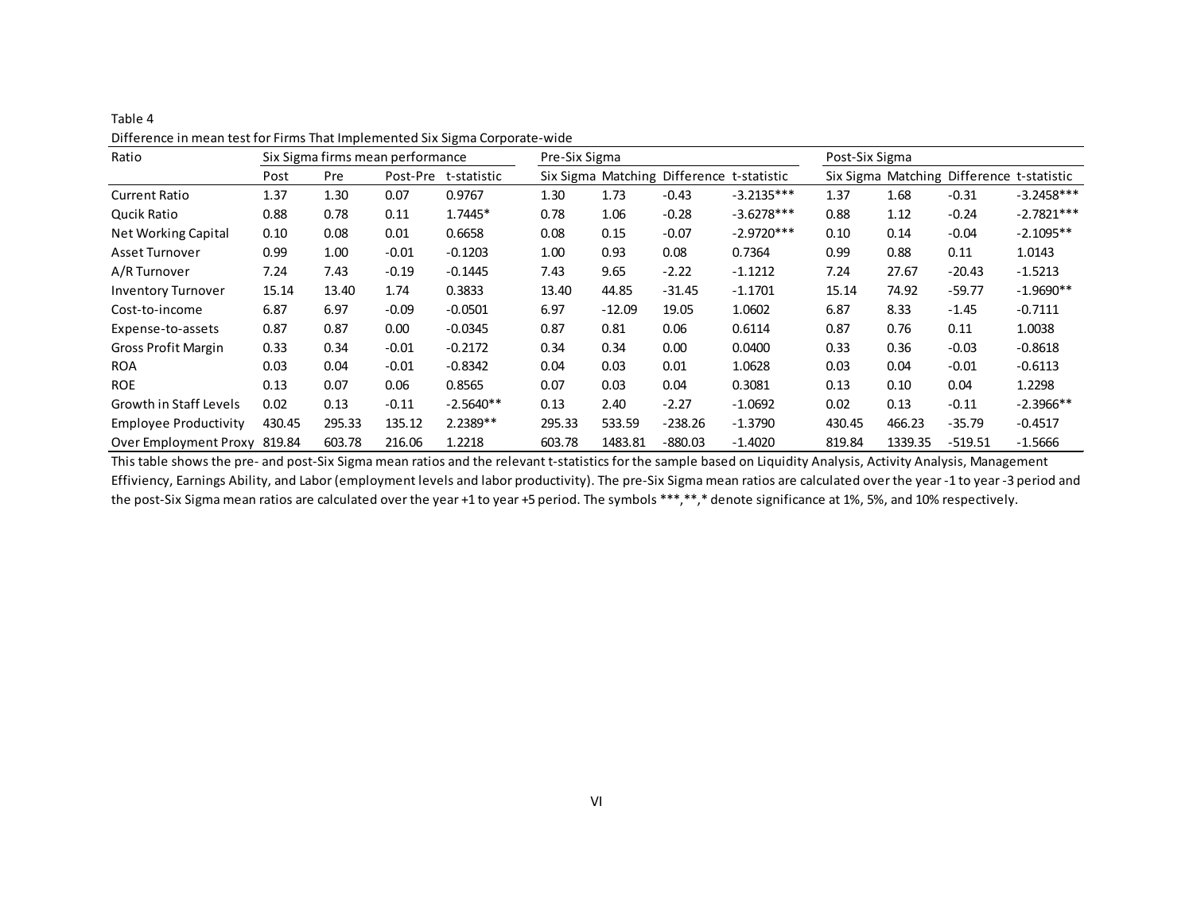Table 4

Difference in mean test for Firms That Implemented Six Sigma Corporate-wide

| Ratio | Six Sigma firms mean performance | | | | Pre-Six Sigma | | | | Post-Six Sigma | | | |
|---|---|---|---|---|---|---|---|---|---|---|---|---|
| | Post | Pre | Post-Pre | t-statistic | Six Sigma | Matching | Difference | t-statistic | Six Sigma | Matching | Difference | t-statistic |
| Current Ratio | 1.37 | 1.30 | 0.07 | 0.9767 | 1.30 | 1.73 | -0.43 | -3.2135*** | 1.37 | 1.68 | -0.31 | -3.2458*** |
| Qucik Ratio | 0.88 | 0.78 | 0.11 | 1.7445* | 0.78 | 1.06 | -0.28 | -3.6278*** | 0.88 | 1.12 | -0.24 | -2.7821*** |
| Net Working Capital | 0.10 | 0.08 | 0.01 | 0.6658 | 0.08 | 0.15 | -0.07 | -2.9720*** | 0.10 | 0.14 | -0.04 | -2.1095** |
| Asset Turnover | 0.99 | 1.00 | -0.01 | -0.1203 | 1.00 | 0.93 | 0.08 | 0.7364 | 0.99 | 0.88 | 0.11 | 1.0143 |
| A/R Turnover | 7.24 | 7.43 | -0.19 | -0.1445 | 7.43 | 9.65 | -2.22 | -1.1212 | 7.24 | 27.67 | -20.43 | -1.5213 |
| Inventory Turnover | 15.14 | 13.40 | 1.74 | 0.3833 | 13.40 | 44.85 | -31.45 | -1.1701 | 15.14 | 74.92 | -59.77 | -1.9690** |
| Cost-to-income | 6.87 | 6.97 | -0.09 | -0.0501 | 6.97 | -12.09 | 19.05 | 1.0602 | 6.87 | 8.33 | -1.45 | -0.7111 |
| Expense-to-assets | 0.87 | 0.87 | 0.00 | -0.0345 | 0.87 | 0.81 | 0.06 | 0.6114 | 0.87 | 0.76 | 0.11 | 1.0038 |
| Gross Profit Margin | 0.33 | 0.34 | -0.01 | -0.2172 | 0.34 | 0.34 | 0.00 | 0.0400 | 0.33 | 0.36 | -0.03 | -0.8618 |
| ROA | 0.03 | 0.04 | -0.01 | -0.8342 | 0.04 | 0.03 | 0.01 | 1.0628 | 0.03 | 0.04 | -0.01 | -0.6113 |
| ROE | 0.13 | 0.07 | 0.06 | 0.8565 | 0.07 | 0.03 | 0.04 | 0.3081 | 0.13 | 0.10 | 0.04 | 1.2298 |
| Growth in Staff Levels | 0.02 | 0.13 | -0.11 | -2.5640** | 0.13 | 2.40 | -2.27 | -1.0692 | 0.02 | 0.13 | -0.11 | -2.3966** |
| Employee Productivity | 430.45 | 295.33 | 135.12 | 2.2389** | 295.33 | 533.59 | -238.26 | -1.3790 | 430.45 | 466.23 | -35.79 | -0.4517 |
| Over Employment Proxy | 819.84 | 603.78 | 216.06 | 1.2218 | 603.78 | 1483.81 | -880.03 | -1.4020 | 819.84 | 1339.35 | -519.51 | -1.5666 |

This table shows the pre- and post-Six Sigma mean ratios and the relevant t-statistics for the sample based on Liquidity Analysis, Activity Analysis, Management Effiviency, Earnings Ability, and Labor (employment levels and labor productivity). The pre-Six Sigma mean ratios are calculated over the year -1 to year -3 period and the post-Six Sigma mean ratios are calculated over the year +1 to year +5 period. The symbols ***,**,* denote significance at 1%, 5%, and 10% respectively.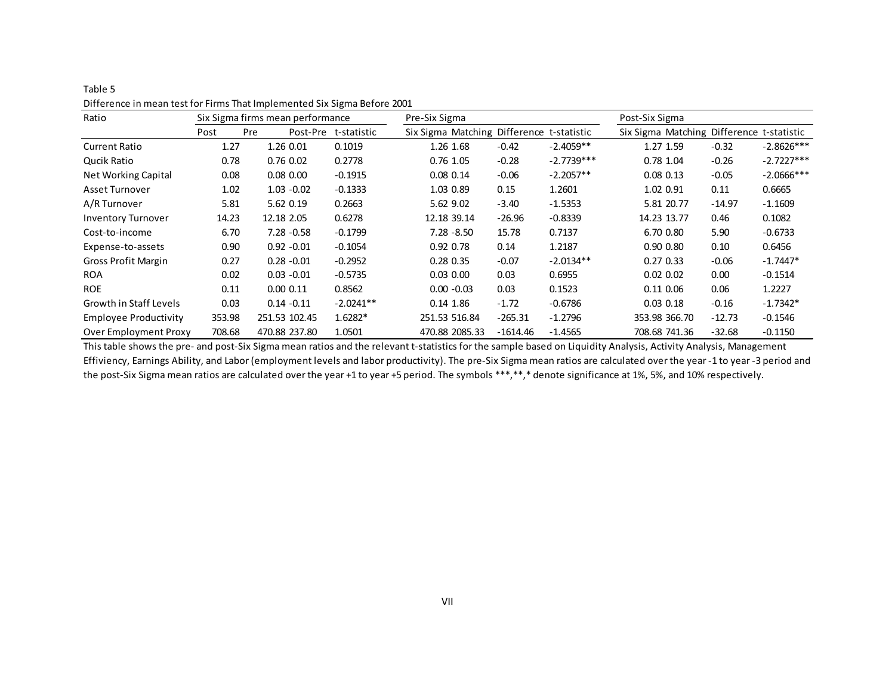Table 5

Difference in mean test for Firms That Implemented Six Sigma Before 2001

| Ratio | Six Sigma firms mean performance | | | | Pre-Six Sigma | | | | Post-Six Sigma | | | |
|---|---|---|---|---|---|---|---|---|---|---|---|---|
| | Post | Pre | Post-Pre | t-statistic | Six Sigma | Matching | Difference | t-statistic | Six Sigma | Matching | Difference | t-statistic |
| Current Ratio | 1.27 | 1.26 | 0.01 | 0.1019 | 1.26 | 1.68 | -0.42 | -2.4059** | 1.27 | 1.59 | -0.32 | -2.8626*** |
| Qucik Ratio | 0.78 | 0.76 | 0.02 | 0.2778 | 0.76 | 1.05 | -0.28 | -2.7739*** | 0.78 | 1.04 | -0.26 | -2.7227*** |
| Net Working Capital | 0.08 | 0.08 | 0.00 | -0.1915 | 0.08 | 0.14 | -0.06 | -2.2057** | 0.08 | 0.13 | -0.05 | -2.0666*** |
| Asset Turnover | 1.02 | 1.03 | -0.02 | -0.1333 | 1.03 | 0.89 | 0.15 | 1.2601 | 1.02 | 0.91 | 0.11 | 0.6665 |
| A/R Turnover | 5.81 | 5.62 | 0.19 | 0.2663 | 5.62 | 9.02 | -3.40 | -1.5353 | 5.81 | 20.77 | -14.97 | -1.1609 |
| Inventory Turnover | 14.23 | 12.18 | 2.05 | 0.6278 | 12.18 | 39.14 | -26.96 | -0.8339 | 14.23 | 13.77 | 0.46 | 0.1082 |
| Cost-to-income | 6.70 | 7.28 | -0.58 | -0.1799 | 7.28 | -8.50 | 15.78 | 0.7137 | 6.70 | 0.80 | 5.90 | -0.6733 |
| Expense-to-assets | 0.90 | 0.92 | -0.01 | -0.1054 | 0.92 | 0.78 | 0.14 | 1.2187 | 0.90 | 0.80 | 0.10 | 0.6456 |
| Gross Profit Margin | 0.27 | 0.28 | -0.01 | -0.2952 | 0.28 | 0.35 | -0.07 | -2.0134** | 0.27 | 0.33 | -0.06 | -1.7447* |
| ROA | 0.02 | 0.03 | -0.01 | -0.5735 | 0.03 | 0.00 | 0.03 | 0.6955 | 0.02 | 0.02 | 0.00 | -0.1514 |
| ROE | 0.11 | 0.00 | 0.11 | 0.8562 | 0.00 | -0.03 | 0.03 | 0.1523 | 0.11 | 0.06 | 0.06 | 1.2227 |
| Growth in Staff Levels | 0.03 | 0.14 | -0.11 | -2.0241** | 0.14 | 1.86 | -1.72 | -0.6786 | 0.03 | 0.18 | -0.16 | -1.7342* |
| Employee Productivity | 353.98 | 251.53 | 102.45 | 1.6282* | 251.53 | 516.84 | -265.31 | -1.2796 | 353.98 | 366.70 | -12.73 | -0.1546 |
| Over Employment Proxy | 708.68 | 470.88 | 237.80 | 1.0501 | 470.88 | 2085.33 | -1614.46 | -1.4565 | 708.68 | 741.36 | -32.68 | -0.1150 |

This table shows the pre- and post-Six Sigma mean ratios and the relevant t-statistics for the sample based on Liquidity Analysis, Activity Analysis, Management Effiviency, Earnings Ability, and Labor (employment levels and labor productivity). The pre-Six Sigma mean ratios are calculated over the year -1 to year -3 period and the post-Six Sigma mean ratios are calculated over the year +1 to year +5 period. The symbols ***,**,* denote significance at 1%, 5%, and 10% respectively.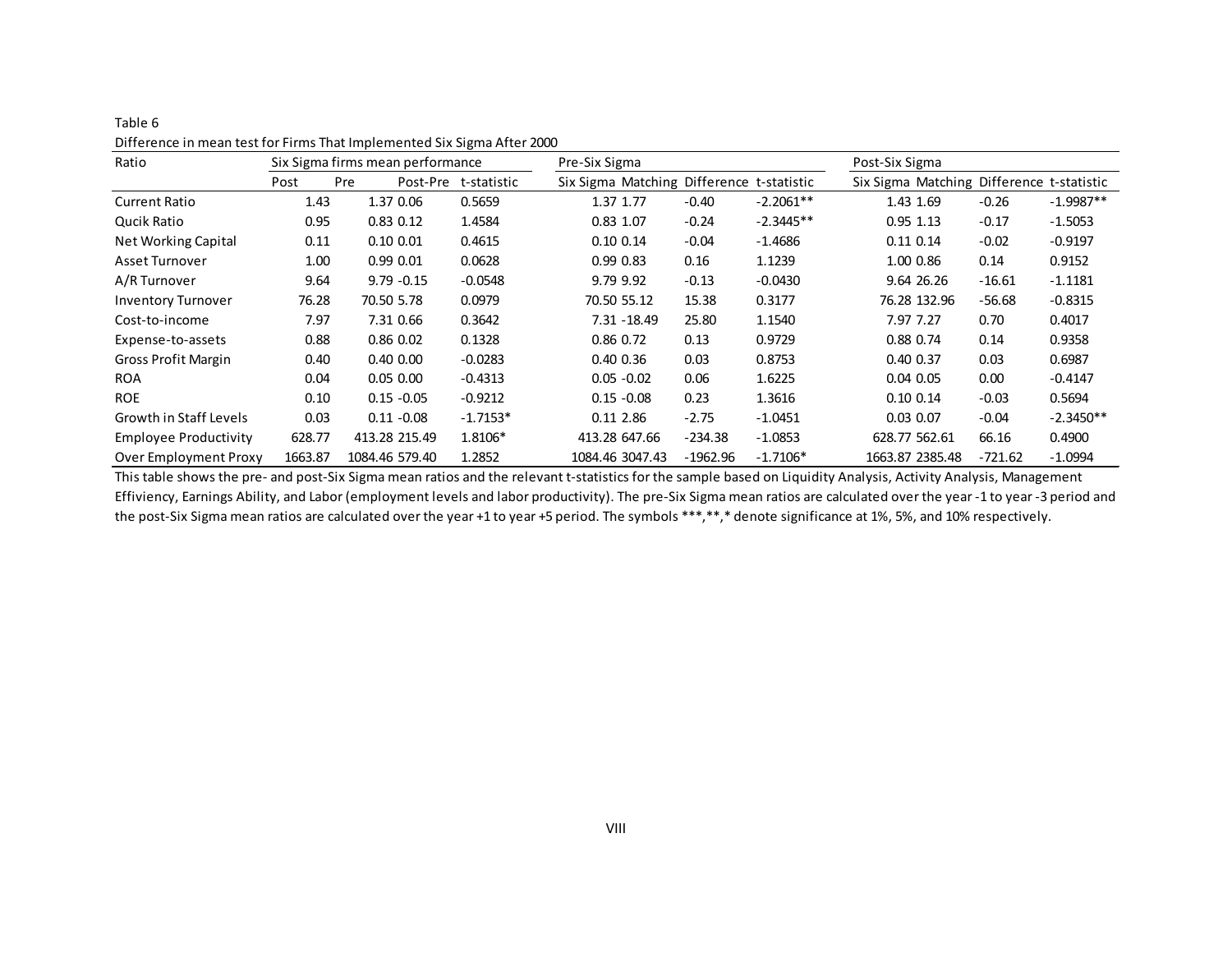Table 6

Difference in mean test for Firms That Implemented Six Sigma After 2000

| Ratio | Six Sigma firms mean performance | | | | Pre-Six Sigma | | | | Post-Six Sigma | | | |
|---|---|---|---|---|---|---|---|---|---|---|---|---|
| | Post | Pre | Post-Pre | t-statistic | Six Sigma | Matching | Difference | t-statistic | Six Sigma | Matching | Difference | t-statistic |
| Current Ratio | 1.43 | 1.37 | 0.06 | 0.5659 | 1.37 | 1.77 | -0.40 | -2.2061** | 1.43 | 1.69 | -0.26 | -1.9987** |
| Qucik Ratio | 0.95 | 0.83 | 0.12 | 1.4584 | 0.83 | 1.07 | -0.24 | -2.3445** | 0.95 | 1.13 | -0.17 | -1.5053 |
| Net Working Capital | 0.11 | 0.10 | 0.01 | 0.4615 | 0.10 | 0.14 | -0.04 | -1.4686 | 0.11 | 0.14 | -0.02 | -0.9197 |
| Asset Turnover | 1.00 | 0.99 | 0.01 | 0.0628 | 0.99 | 0.83 | 0.16 | 1.1239 | 1.00 | 0.86 | 0.14 | 0.9152 |
| A/R Turnover | 9.64 | 9.79 | -0.15 | -0.0548 | 9.79 | 9.92 | -0.13 | -0.0430 | 9.64 | 26.26 | -16.61 | -1.1181 |
| Inventory Turnover | 76.28 | 70.50 | 5.78 | 0.0979 | 70.50 | 55.12 | 15.38 | 0.3177 | 76.28 | 132.96 | -56.68 | -0.8315 |
| Cost-to-income | 7.97 | 7.31 | 0.66 | 0.3642 | 7.31 | -18.49 | 25.80 | 1.1540 | 7.97 | 7.27 | 0.70 | 0.4017 |
| Expense-to-assets | 0.88 | 0.86 | 0.02 | 0.1328 | 0.86 | 0.72 | 0.13 | 0.9729 | 0.88 | 0.74 | 0.14 | 0.9358 |
| Gross Profit Margin | 0.40 | 0.40 | 0.00 | -0.0283 | 0.40 | 0.36 | 0.03 | 0.8753 | 0.40 | 0.37 | 0.03 | 0.6987 |
| ROA | 0.04 | 0.05 | 0.00 | -0.4313 | 0.05 | -0.02 | 0.06 | 1.6225 | 0.04 | 0.05 | 0.00 | -0.4147 |
| ROE | 0.10 | 0.15 | -0.05 | -0.9212 | 0.15 | -0.08 | 0.23 | 1.3616 | 0.10 | 0.14 | -0.03 | 0.5694 |
| Growth in Staff Levels | 0.03 | 0.11 | -0.08 | -1.7153* | 0.11 | 2.86 | -2.75 | -1.0451 | 0.03 | 0.07 | -0.04 | -2.3450** |
| Employee Productivity | 628.77 | 413.28 | 215.49 | 1.8106* | 413.28 | 647.66 | -234.38 | -1.0853 | 628.77 | 562.61 | 66.16 | 0.4900 |
| Over Employment Proxy | 1663.87 | 1084.46 | 579.40 | 1.2852 | 1084.46 | 3047.43 | -1962.96 | -1.7106* | 1663.87 | 2385.48 | -721.62 | -1.0994 |

This table shows the pre- and post-Six Sigma mean ratios and the relevant t-statistics for the sample based on Liquidity Analysis, Activity Analysis, Management Effiviency, Earnings Ability, and Labor (employment levels and labor productivity). The pre-Six Sigma mean ratios are calculated over the year -1 to year -3 period and the post-Six Sigma mean ratios are calculated over the year +1 to year +5 period. The symbols ***,**,* denote significance at 1%, 5%, and 10% respectively.